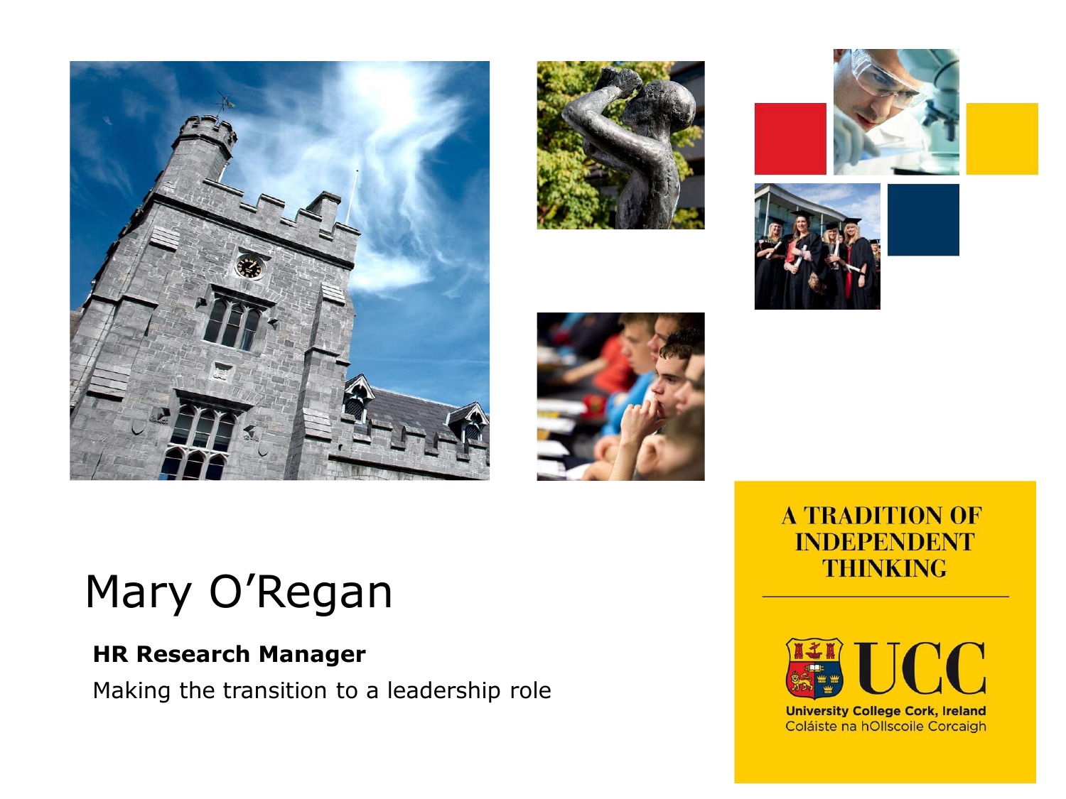# Mary O'Regan

**HR Research Manager**

Making the transition to a leadership role

A TRADITION OF INDEPENDENT THINKING

UCC

University College Cork, Ireland

Coláiste na hOllscoile Corcaigh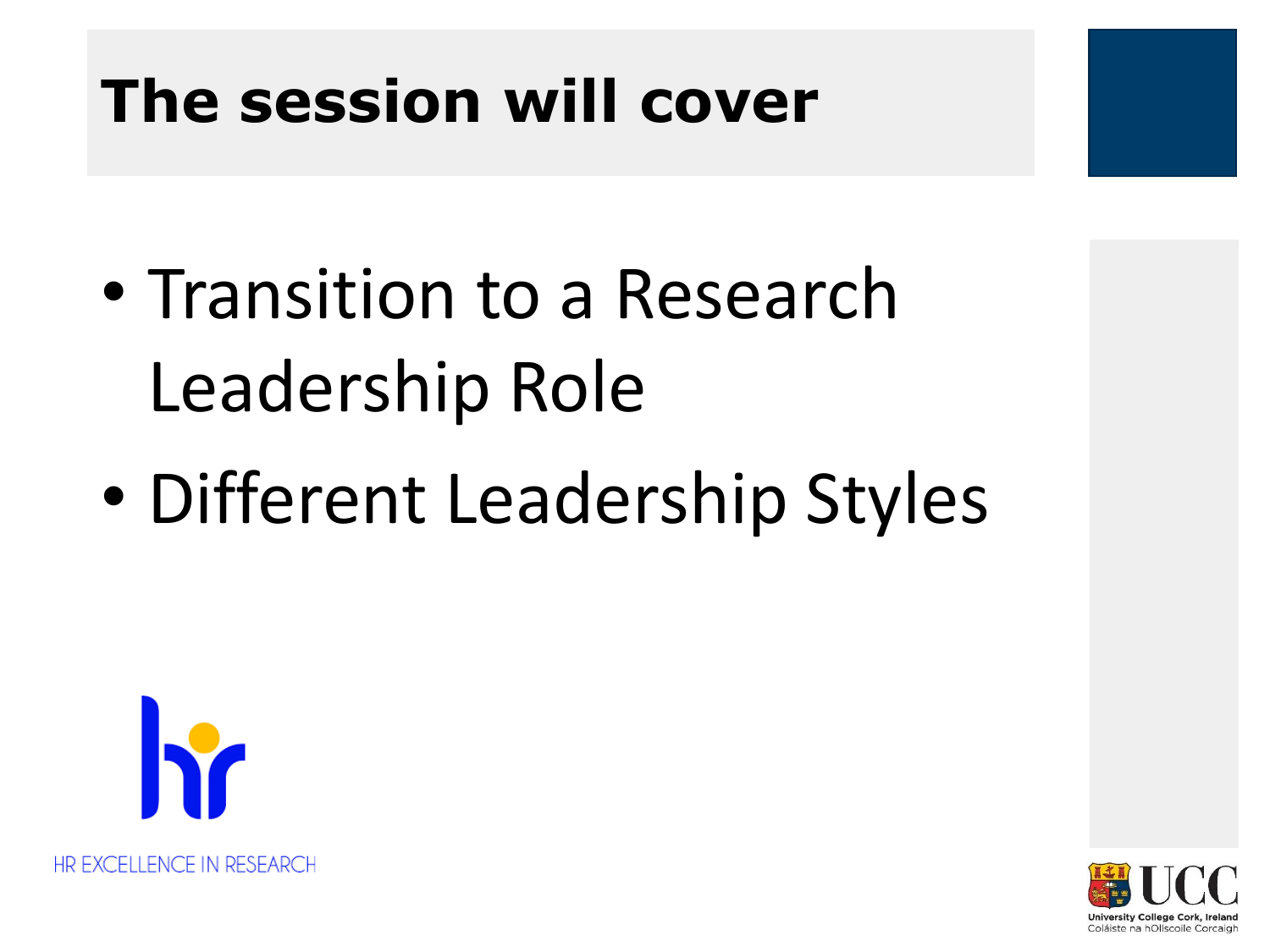# The session will cover

- Transition to a Research Leadership Role
- Different Leadership Styles

HR EXCELLENCE IN RESEARCH

University College Cork, Ireland
Coláiste na hOllscoile Corcaigh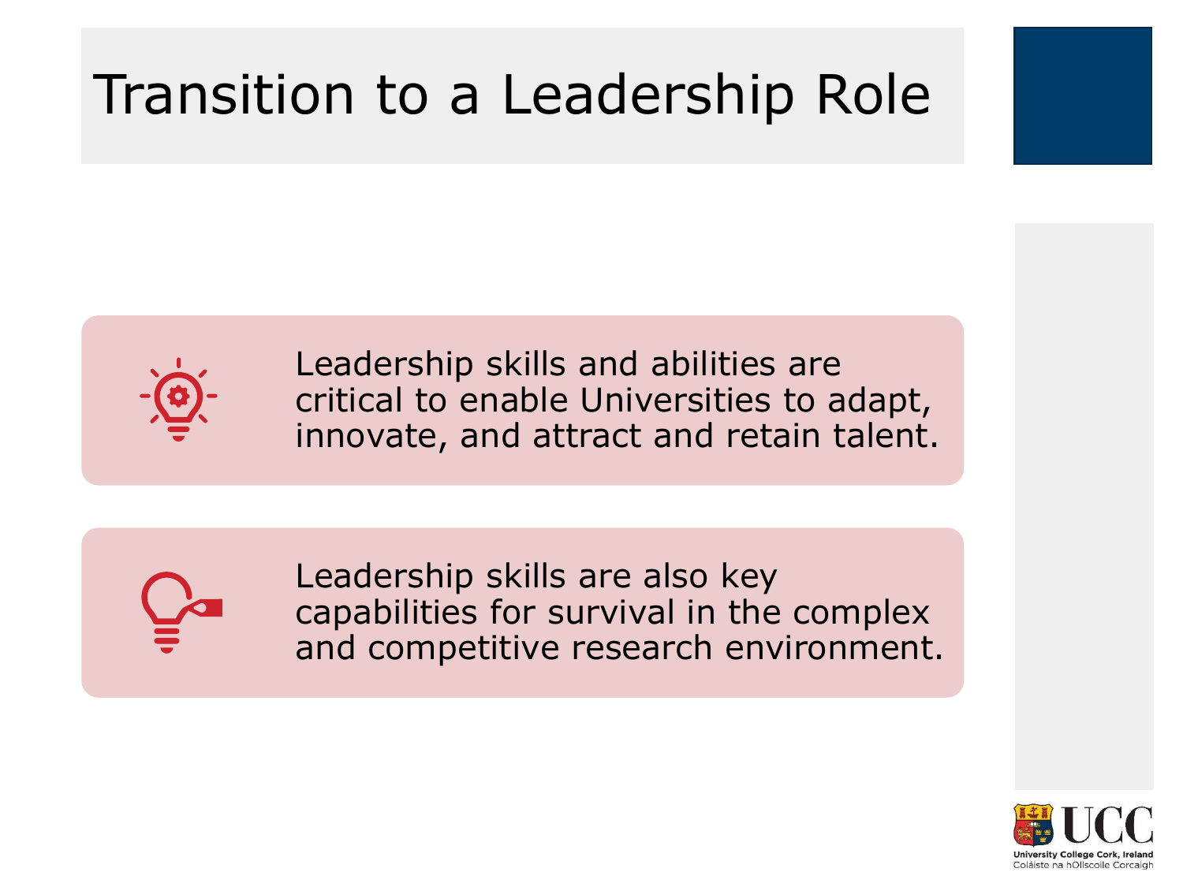# Transition to a Leadership Role

- Leadership skills and abilities are critical to enable Universities to adapt, innovate, and attract and retain talent.

- Leadership skills are also key capabilities for survival in the complex and competitive research environment.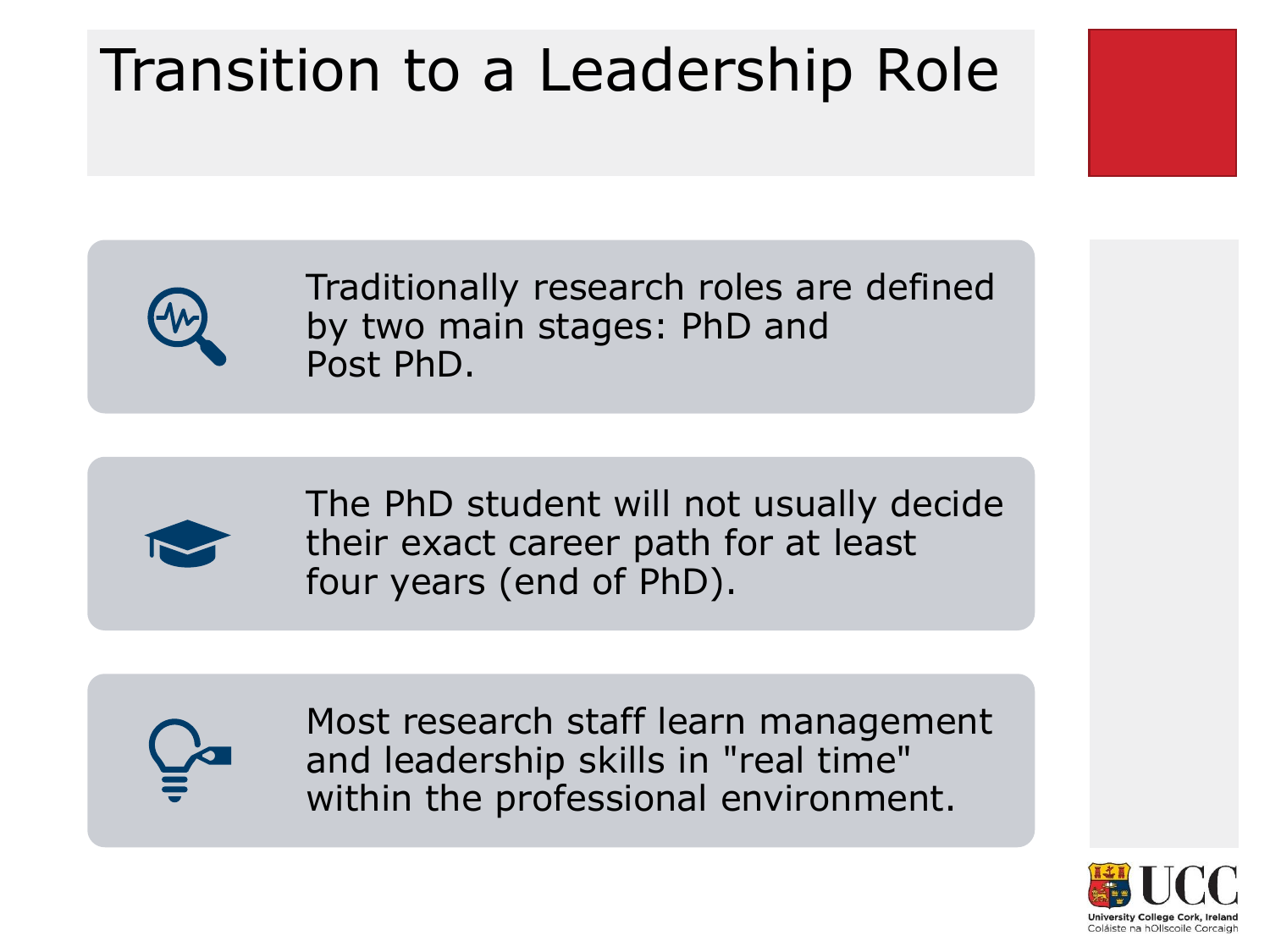# Transition to a Leadership Role

- Traditionally research roles are defined by two main stages: PhD and Post PhD.
- The PhD student will not usually decide their exact career path for at least four years (end of PhD).
- Most research staff learn management and leadership skills in "real time" within the professional environment.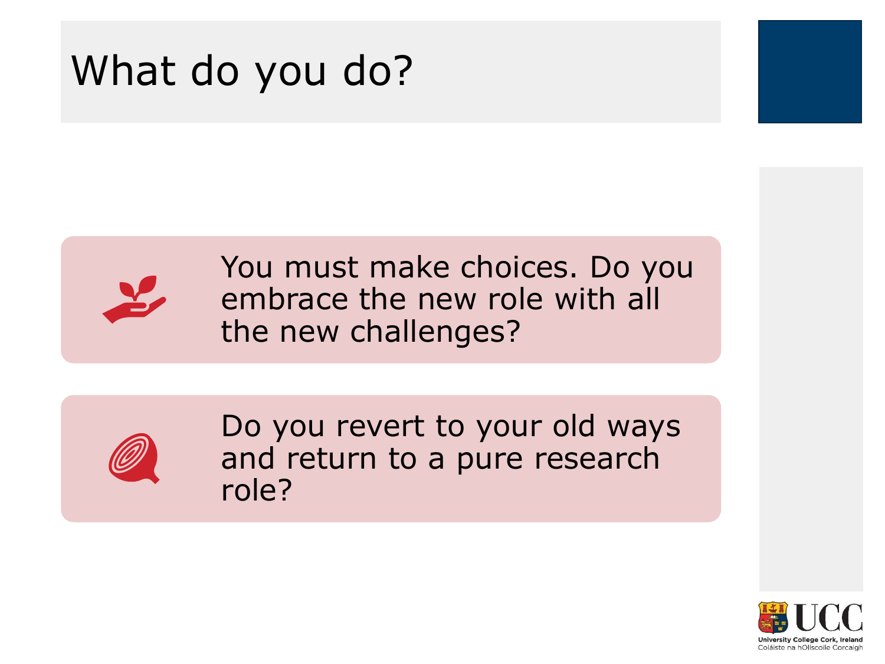# What do you do?

- You must make choices. Do you embrace the new role with all the new challenges?
- Do you revert to your old ways and return to a pure research role?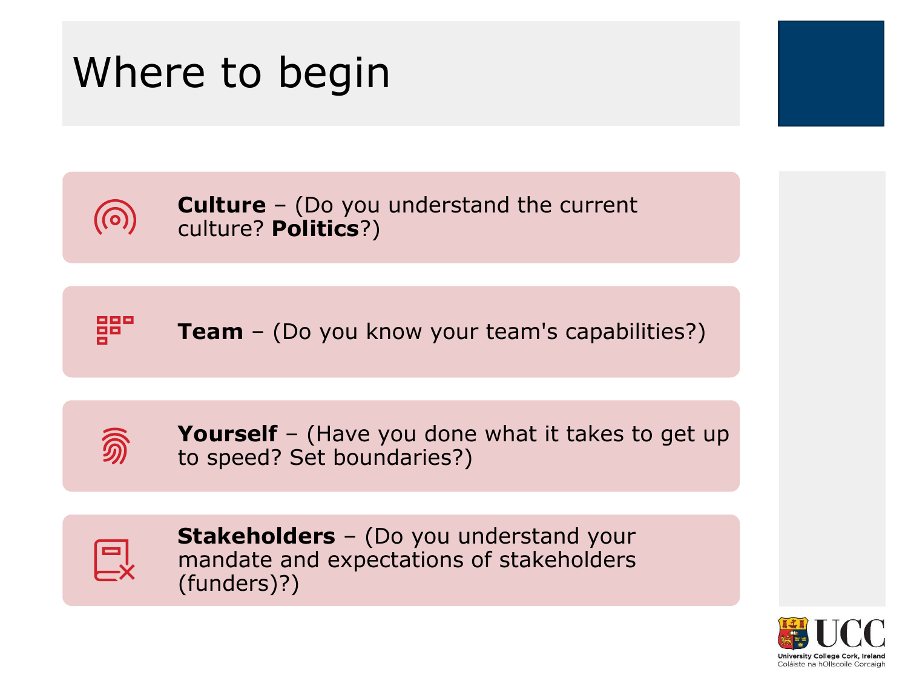# Where to begin

- **Culture** – (Do you understand the current culture? **Politics**?)
- **Team** – (Do you know your team's capabilities?)
- **Yourself** – (Have you done what it takes to get up to speed? Set boundaries?)
- **Stakeholders** – (Do you understand your mandate and expectations of stakeholders (funders)?)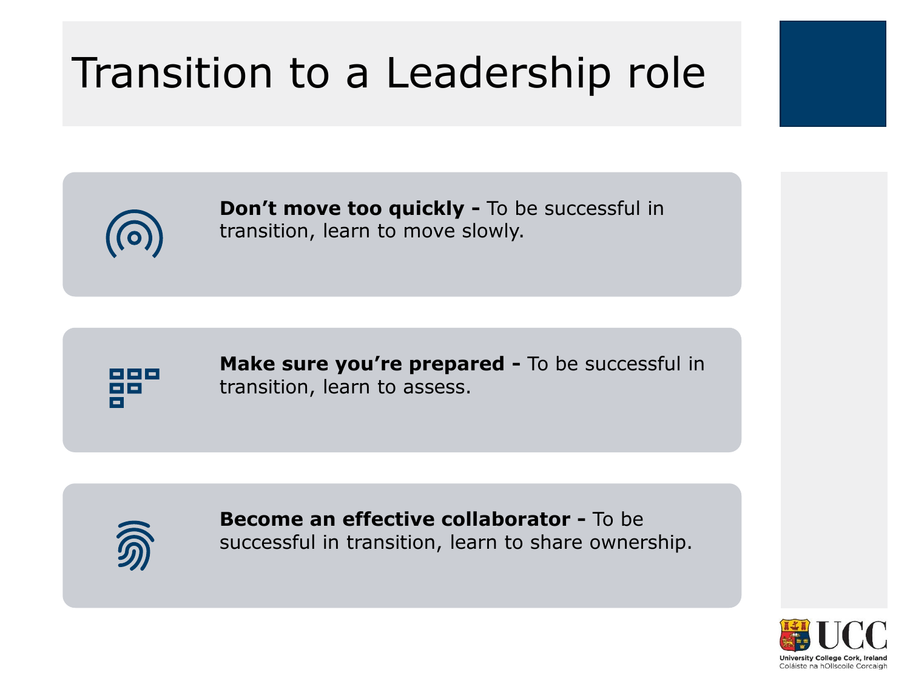# Transition to a Leadership role

**Don't move too quickly -** To be successful in transition, learn to move slowly.

**Make sure you're prepared -** To be successful in transition, learn to assess.

**Become an effective collaborator -** To be successful in transition, learn to share ownership.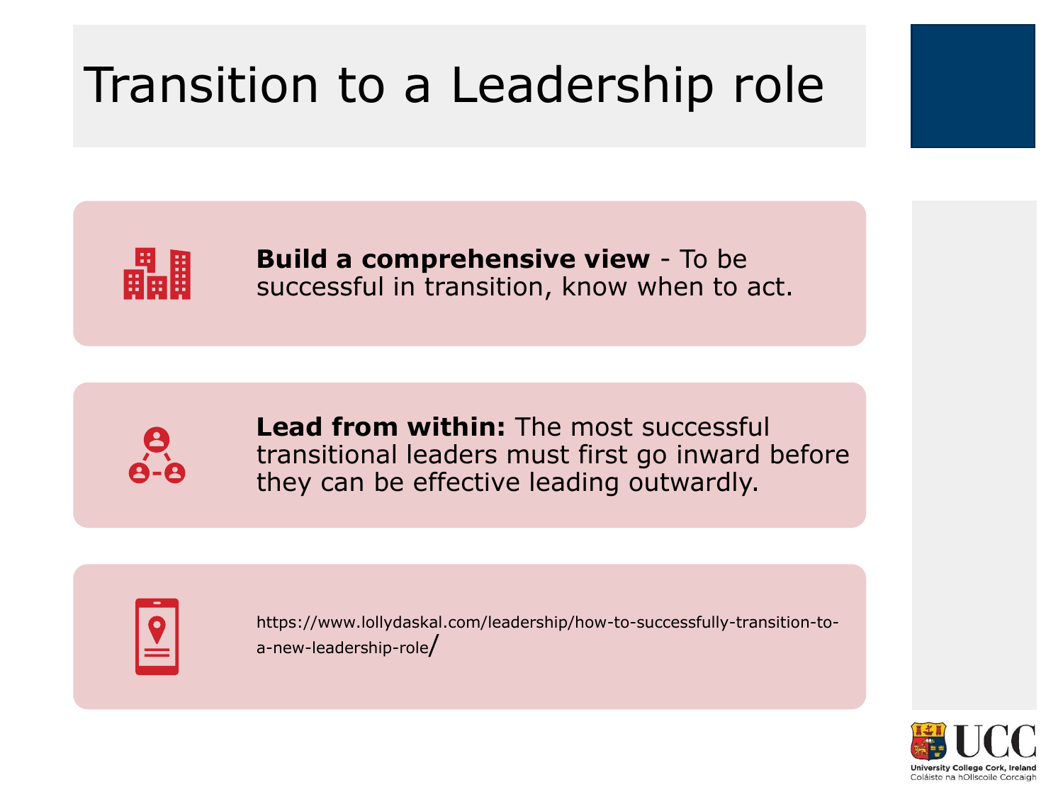# Transition to a Leadership role

**Build a comprehensive view** - To be successful in transition, know when to act.

**Lead from within:** The most successful transitional leaders must first go inward before they can be effective leading outwardly.

https://www.lollydaskal.com/leadership/how-to-successfully-transition-to-a-new-leadership-role/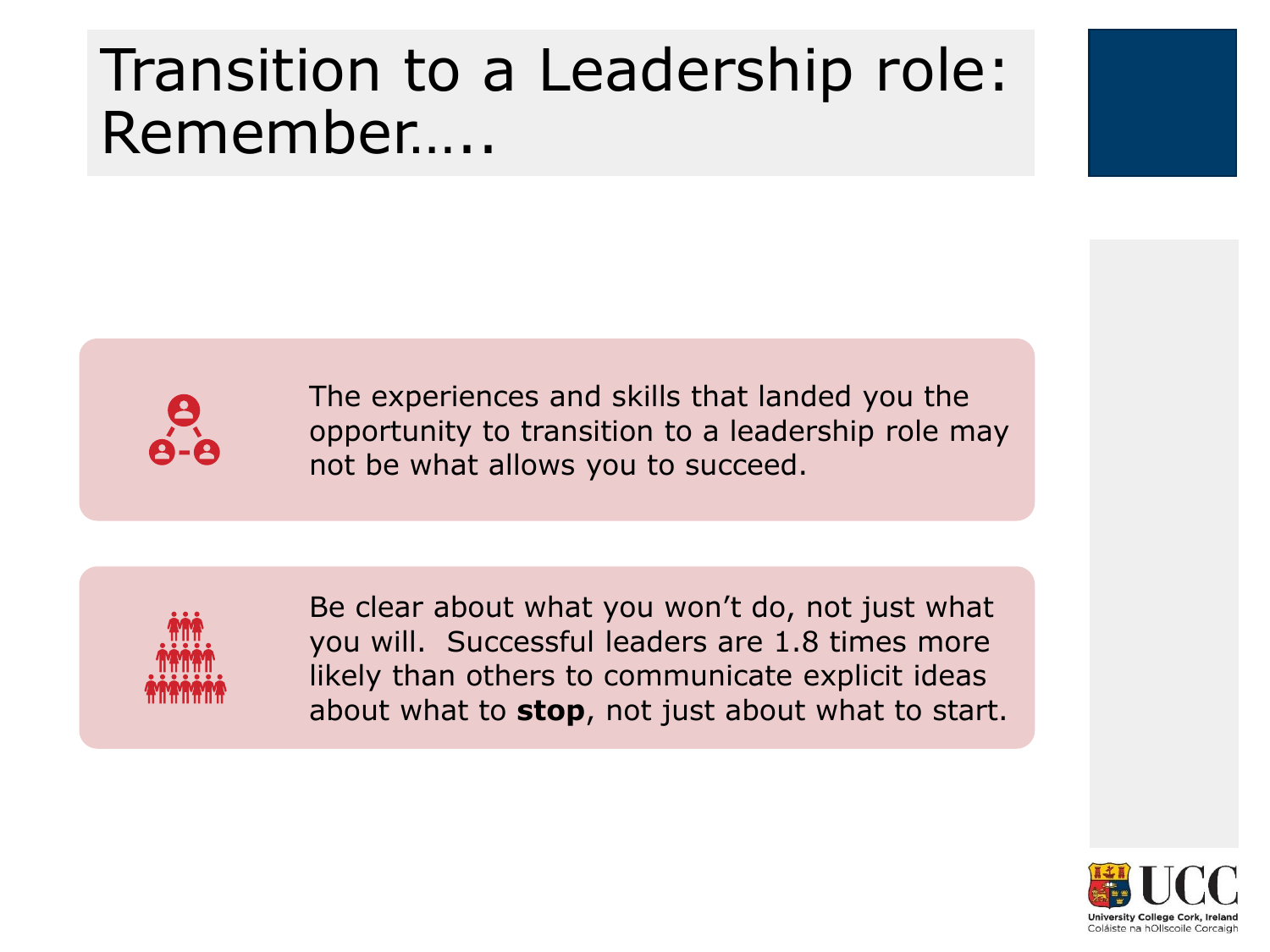# Transition to a Leadership role: Remember…..

The experiences and skills that landed you the opportunity to transition to a leadership role may not be what allows you to succeed.

Be clear about what you won't do, not just what you will. Successful leaders are 1.8 times more likely than others to communicate explicit ideas about what to **stop**, not just about what to start.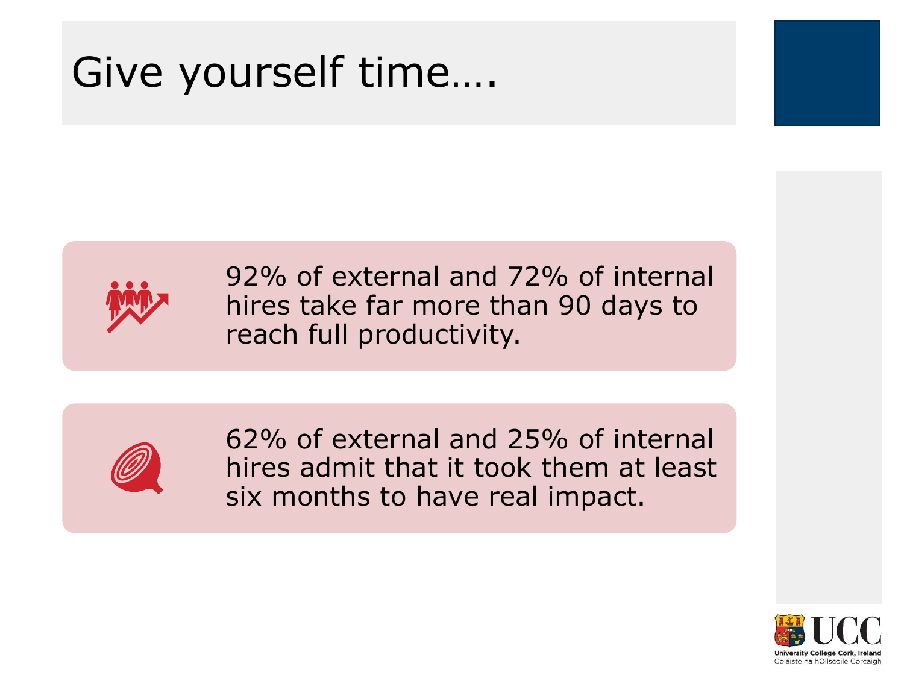# Give yourself time….

92% of external and 72% of internal hires take far more than 90 days to reach full productivity.

62% of external and 25% of internal hires admit that it took them at least six months to have real impact.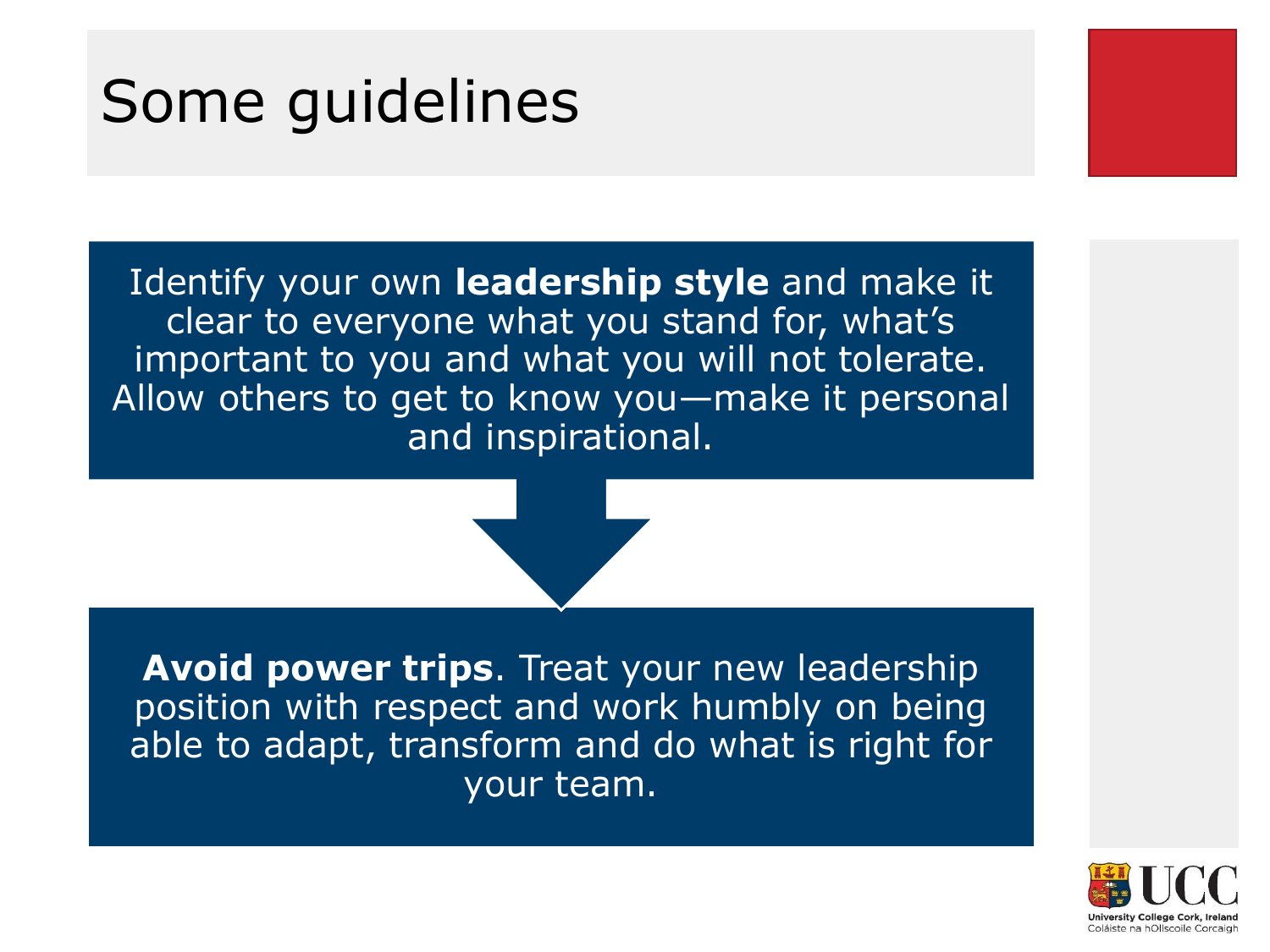# Some guidelines

Identify your own **leadership style** and make it clear to everyone what you stand for, what's important to you and what you will not tolerate. Allow others to get to know you—make it personal and inspirational.

**Avoid power trips**. Treat your new leadership position with respect and work humbly on being able to adapt, transform and do what is right for your team.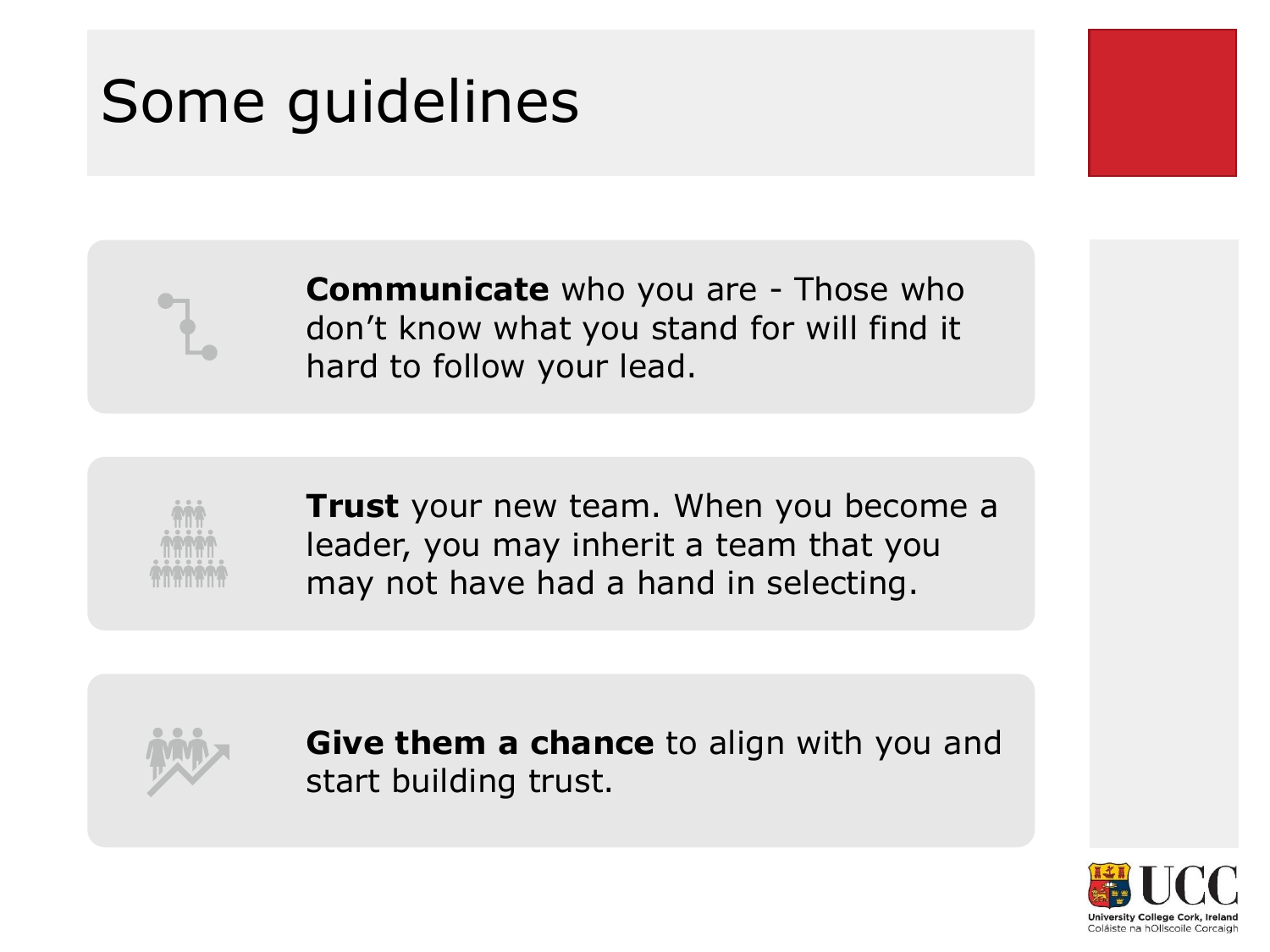# Some guidelines

**Communicate** who you are - Those who don’t know what you stand for will find it hard to follow your lead.

**Trust** your new team. When you become a leader, you may inherit a team that you may not have had a hand in selecting.

**Give them a chance** to align with you and start building trust.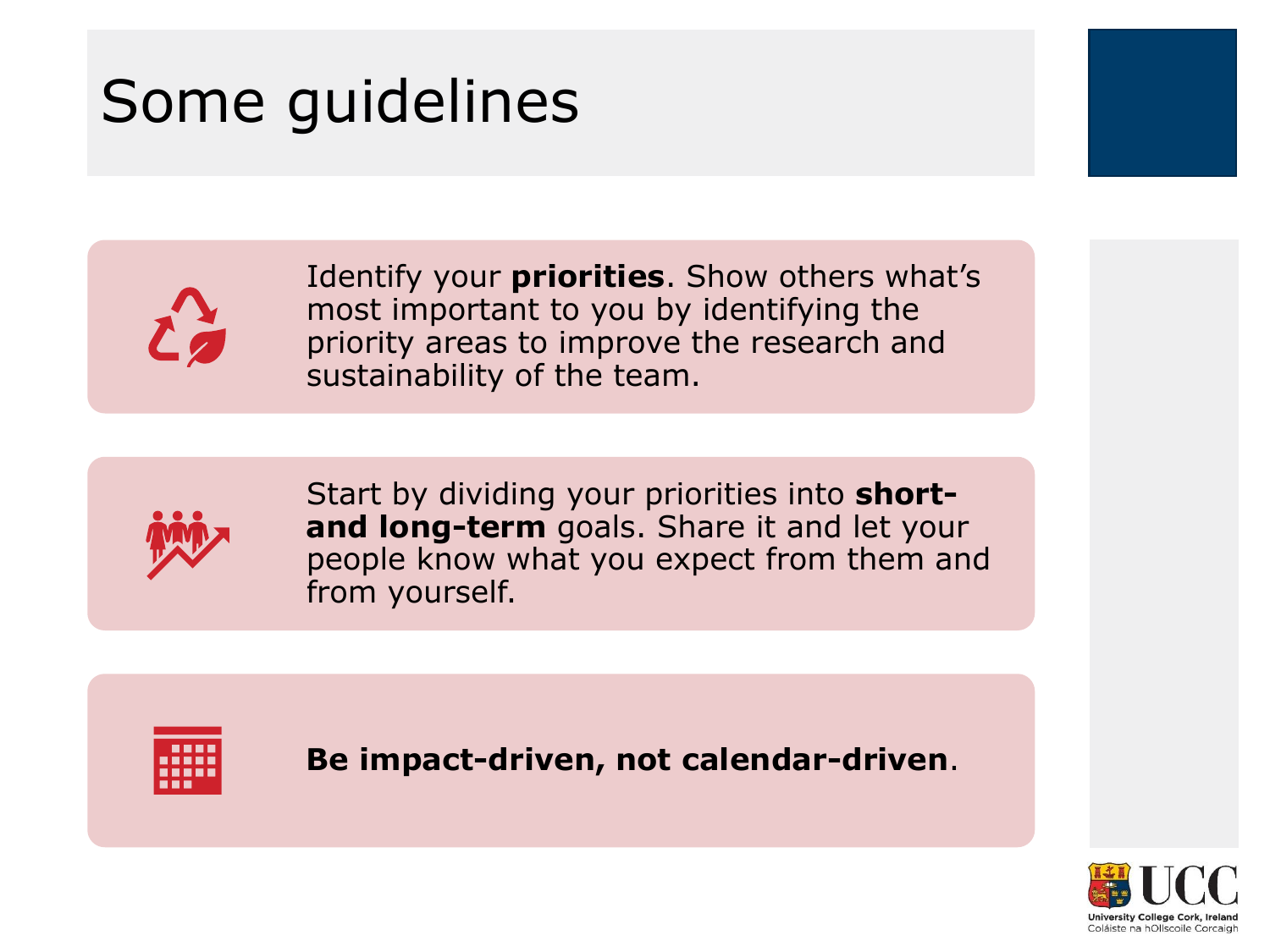# Some guidelines

Identify your **priorities**. Show others what's most important to you by identifying the priority areas to improve the research and sustainability of the team.

Start by dividing your priorities into **short- and long-term** goals. Share it and let your people know what you expect from them and from yourself.

**Be impact-driven, not calendar-driven**.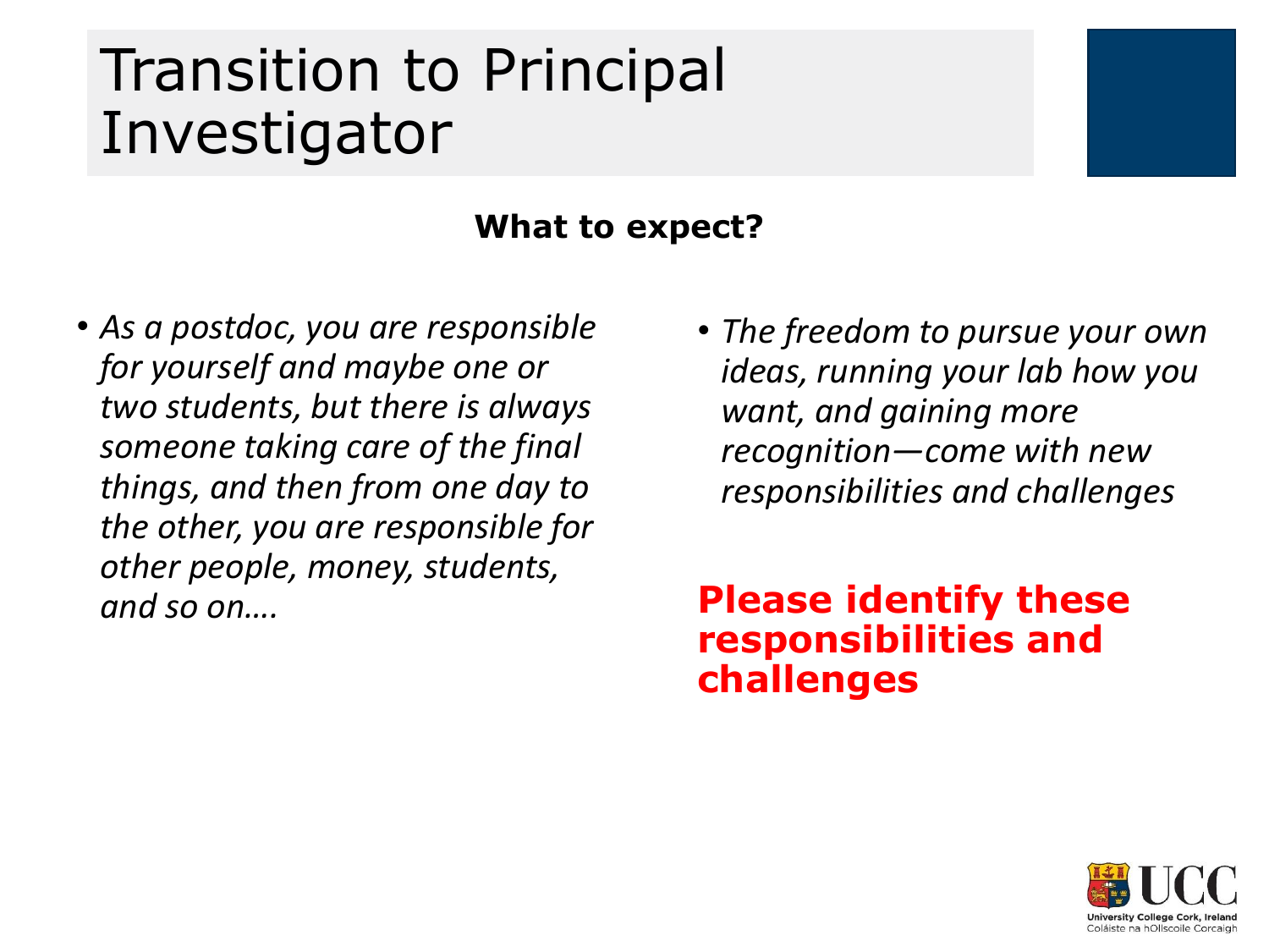# Transition to Principal Investigator

**What to expect?**

- *As a postdoc, you are responsible for yourself and maybe one or two students, but there is always someone taking care of the final things, and then from one day to the other, you are responsible for other people, money, students, and so on….*

- *The freedom to pursue your own ideas, running your lab how you want, and gaining more recognition—come with new responsibilities and challenges*

**Please identify these responsibilities and challenges**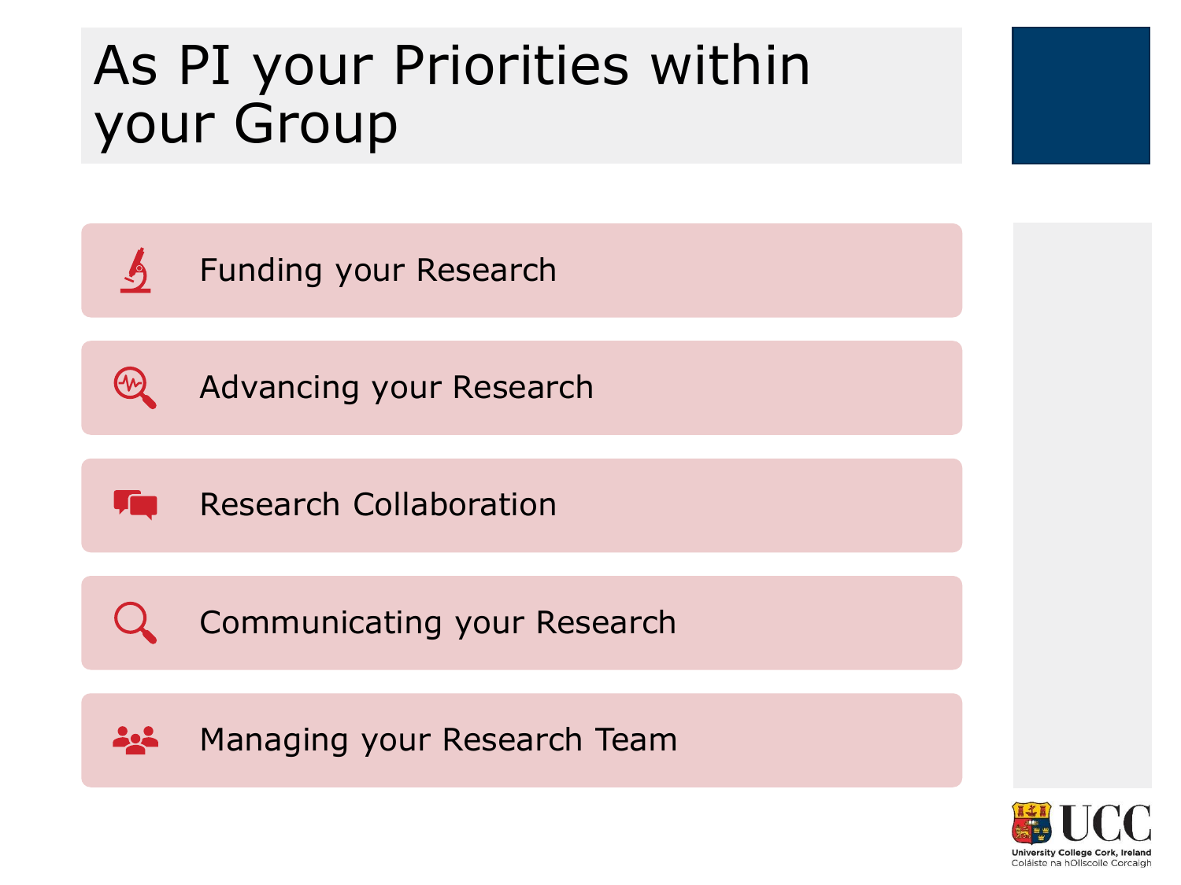# As PI your Priorities within your Group

- Funding your Research
- Advancing your Research
- Research Collaboration
- Communicating your Research
- Managing your Research Team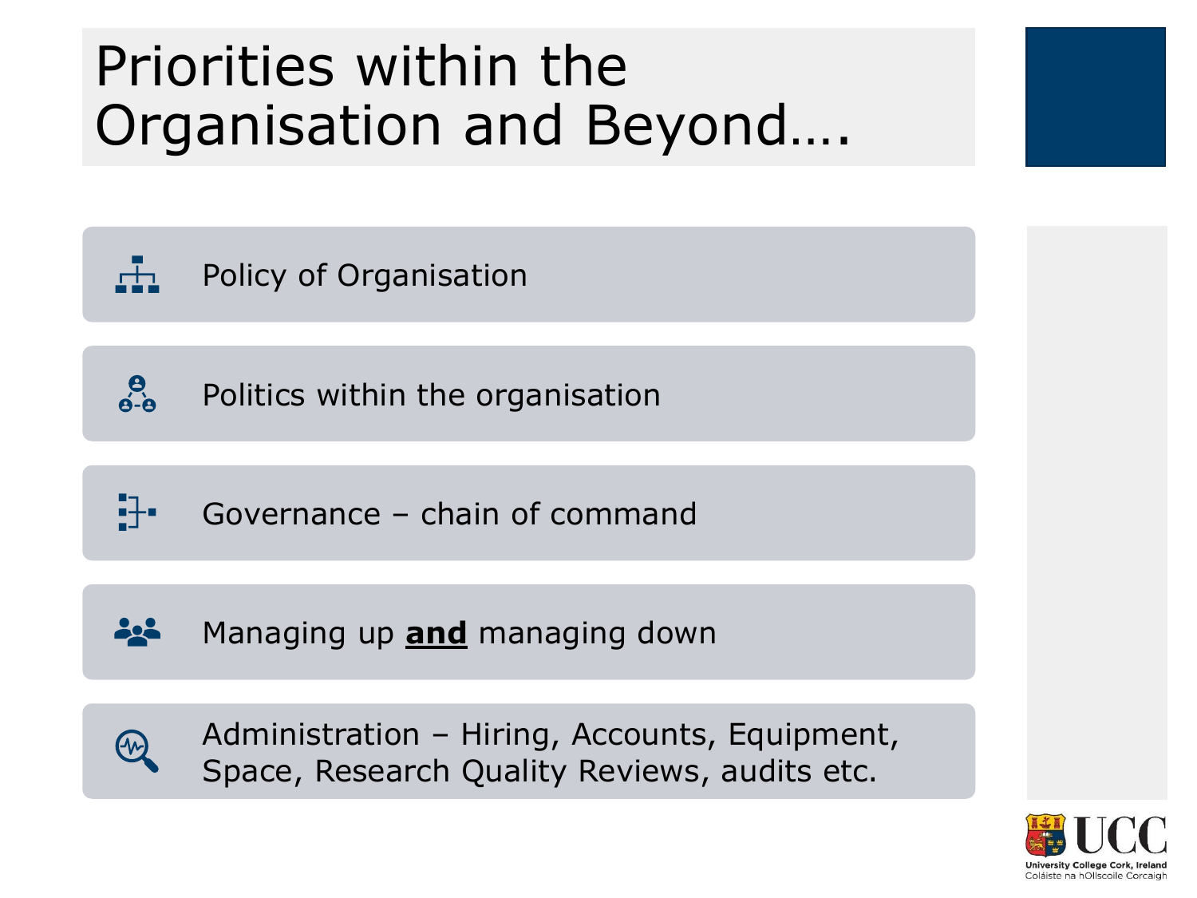# Priorities within the Organisation and Beyond….

- Policy of Organisation
- Politics within the organisation
- Governance – chain of command
- Managing up **and** managing down
- Administration – Hiring, Accounts, Equipment, Space, Research Quality Reviews, audits etc.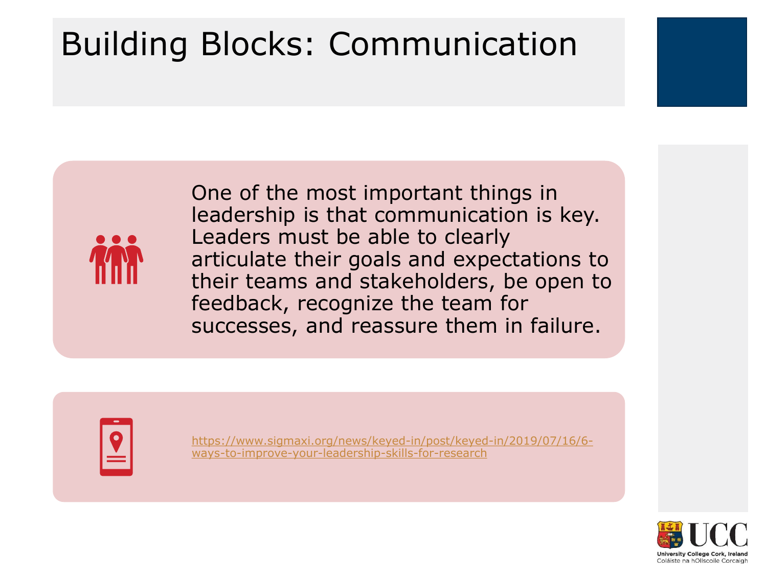# Building Blocks: Communication

One of the most important things in leadership is that communication is key. Leaders must be able to clearly articulate their goals and expectations to their teams and stakeholders, be open to feedback, recognize the team for successes, and reassure them in failure.

https://www.sigmaxi.org/news/keyed-in/post/keyed-in/2019/07/16/6-ways-to-improve-your-leadership-skills-for-research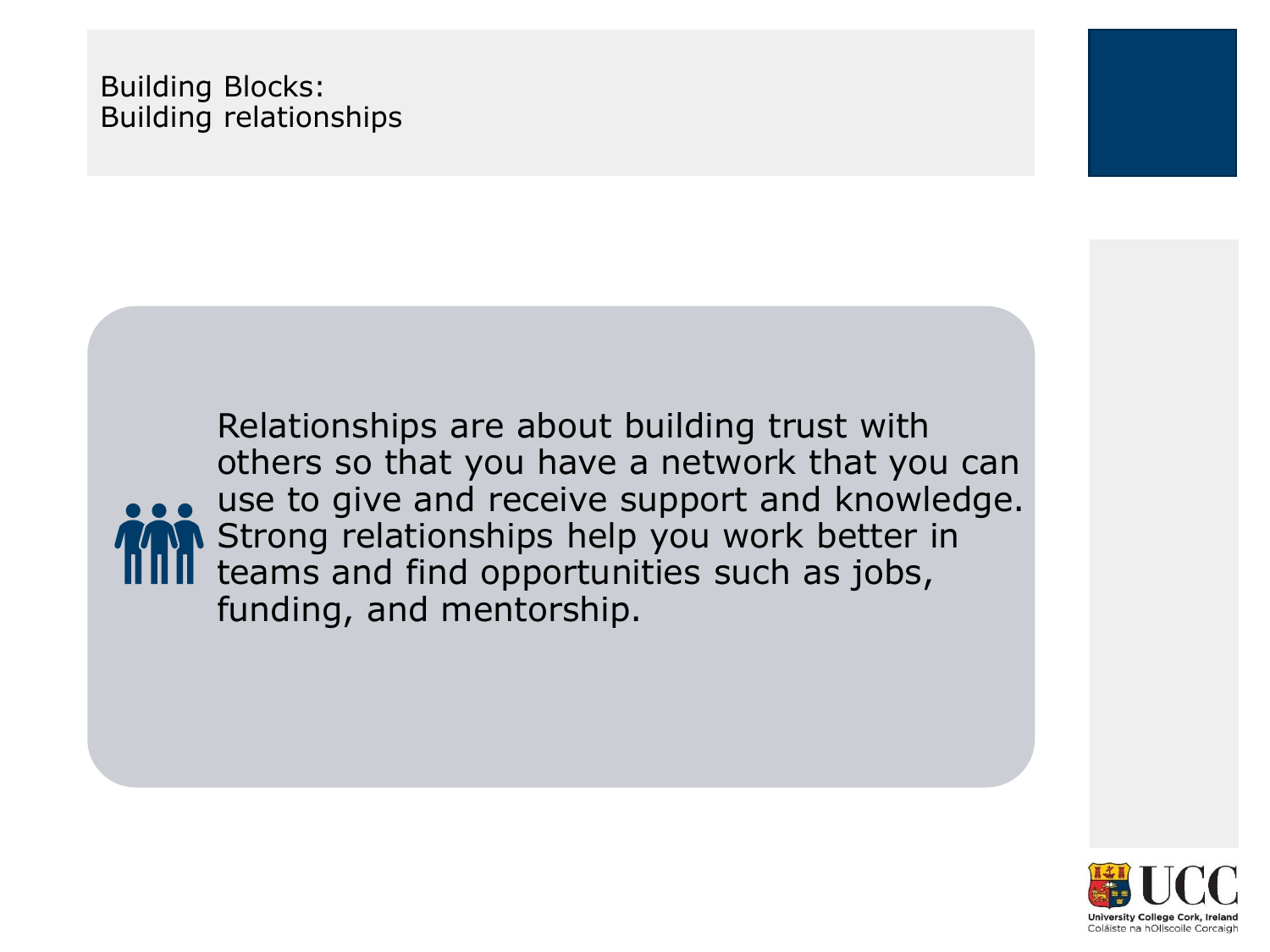# Building Blocks: Building relationships

Relationships are about building trust with others so that you have a network that you can use to give and receive support and knowledge. Strong relationships help you work better in teams and find opportunities such as jobs, funding, and mentorship.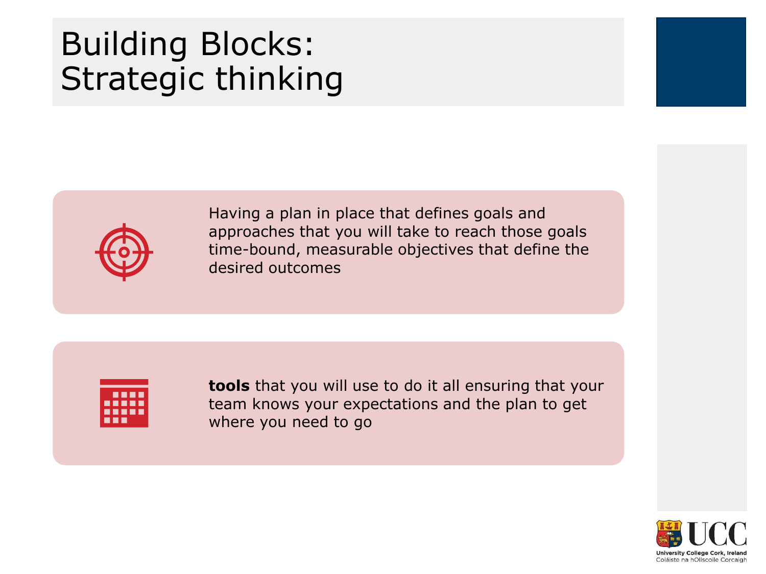# Building Blocks: Strategic thinking

Having a plan in place that defines goals and approaches that you will take to reach those goals time-bound, measurable objectives that define the desired outcomes

**tools** that you will use to do it all ensuring that your team knows your expectations and the plan to get where you need to go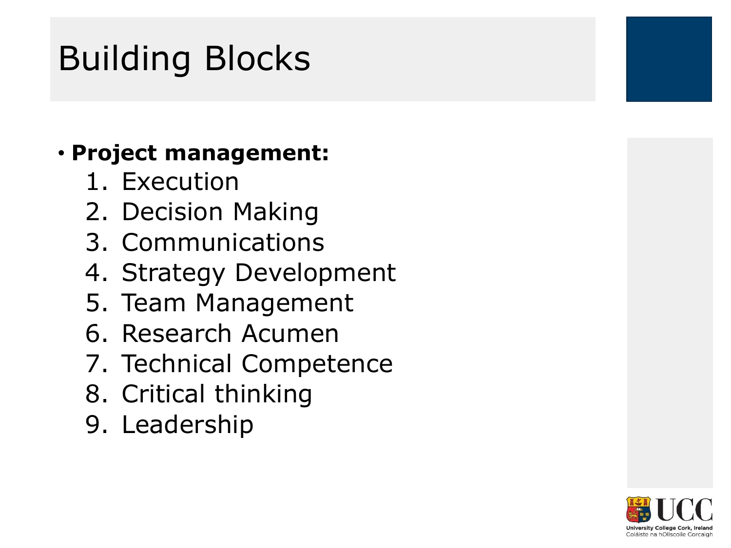# Building Blocks

- **Project management:**
  1. Execution
  2. Decision Making
  3. Communications
  4. Strategy Development
  5. Team Management
  6. Research Acumen
  7. Technical Competence
  8. Critical thinking
  9. Leadership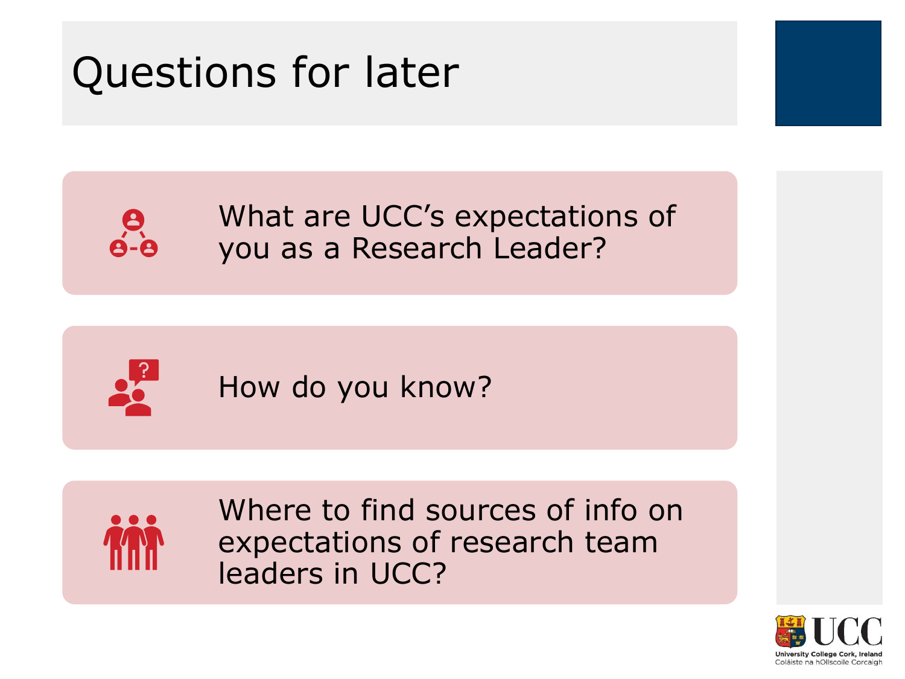# Questions for later

- What are UCC's expectations of you as a Research Leader?
- How do you know?
- Where to find sources of info on expectations of research team leaders in UCC?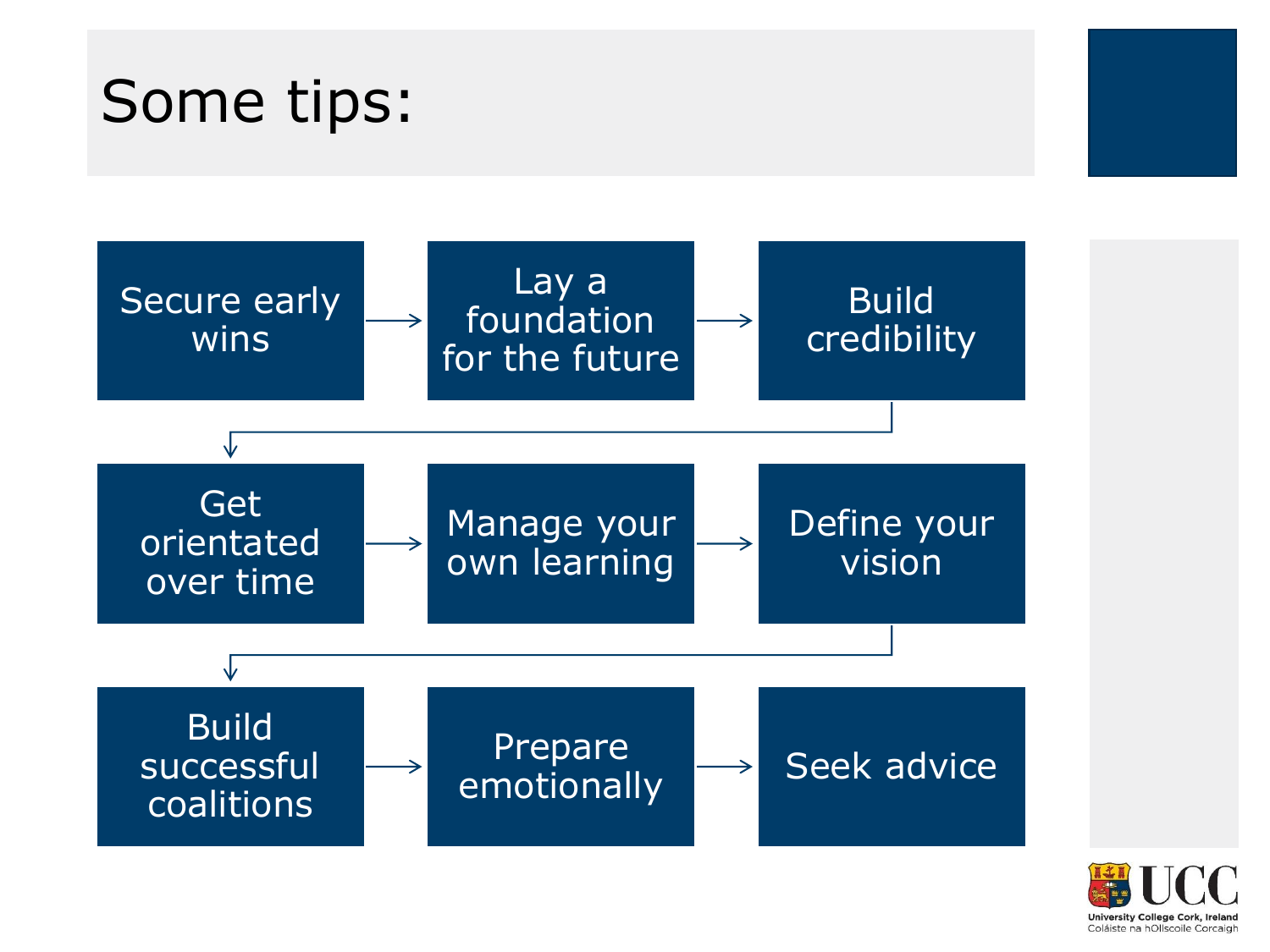# Some tips:

1. Secure early wins
2. Lay a foundation for the future
3. Build credibility
4. Get orientated over time
5. Manage your own learning
6. Define your vision
7. Build successful coalitions
8. Prepare emotionally
9. Seek advice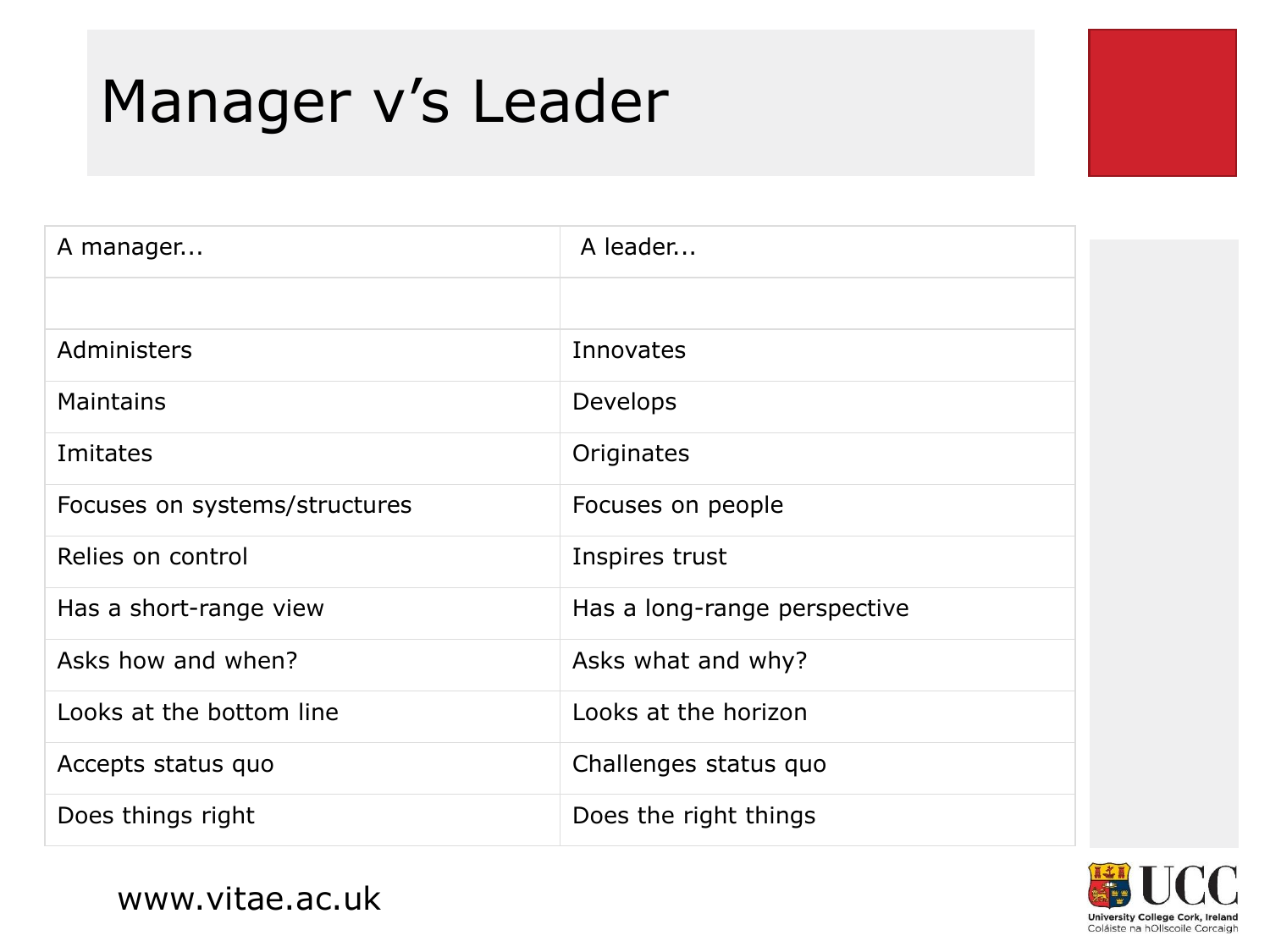# Manager v’s Leader

| A manager... | A leader... |
|---|---|
| | |
| Administers | Innovates |
| Maintains | Develops |
| Imitates | Originates |
| Focuses on systems/structures | Focuses on people |
| Relies on control | Inspires trust |
| Has a short-range view | Has a long-range perspective |
| Asks how and when? | Asks what and why? |
| Looks at the bottom line | Looks at the horizon |
| Accepts status quo | Challenges status quo |
| Does things right | Does the right things |

www.vitae.ac.uk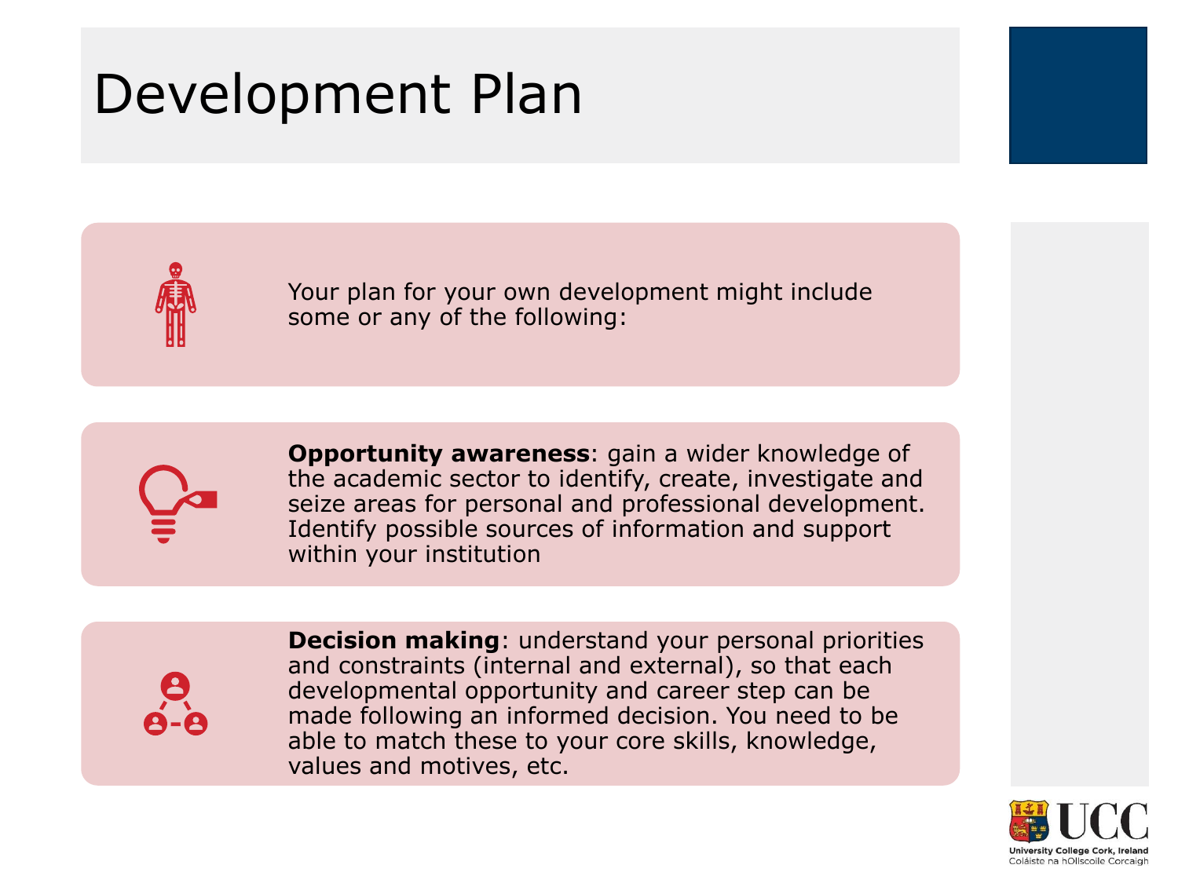# Development Plan

Your plan for your own development might include some or any of the following:

**Opportunity awareness**: gain a wider knowledge of the academic sector to identify, create, investigate and seize areas for personal and professional development. Identify possible sources of information and support within your institution

**Decision making**: understand your personal priorities and constraints (internal and external), so that each developmental opportunity and career step can be made following an informed decision. You need to be able to match these to your core skills, knowledge, values and motives, etc.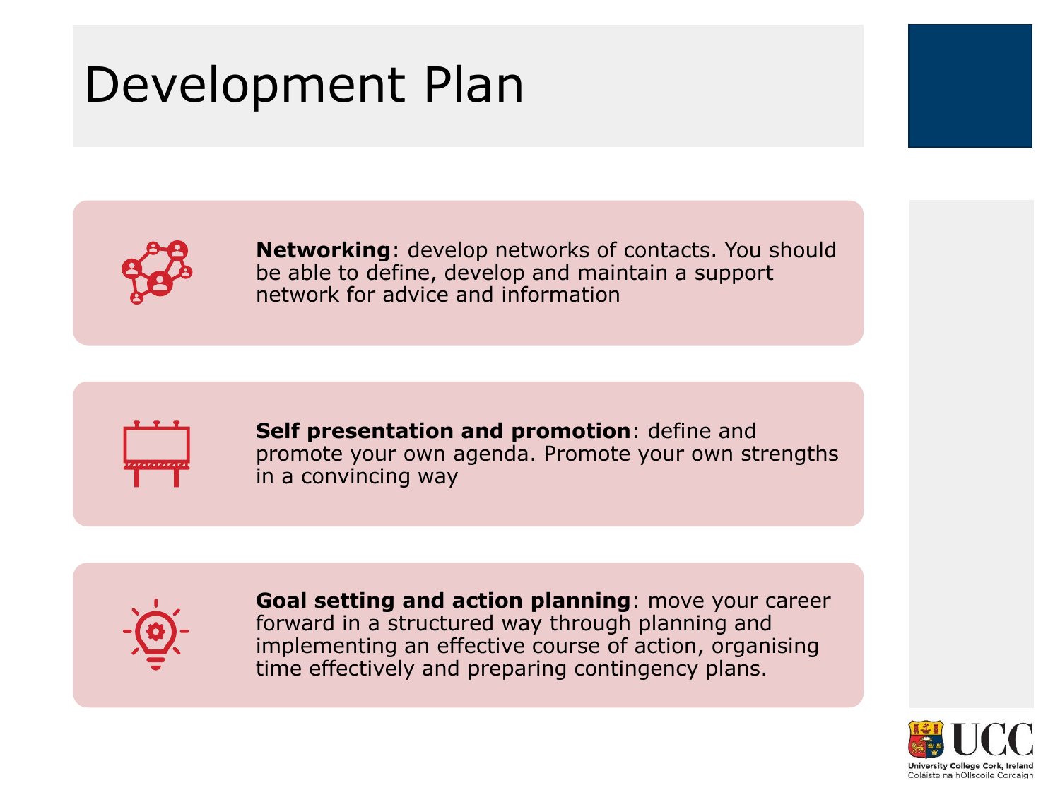# Development Plan

**Networking**: develop networks of contacts. You should be able to define, develop and maintain a support network for advice and information

**Self presentation and promotion**: define and promote your own agenda. Promote your own strengths in a convincing way

**Goal setting and action planning**: move your career forward in a structured way through planning and implementing an effective course of action, organising time effectively and preparing contingency plans.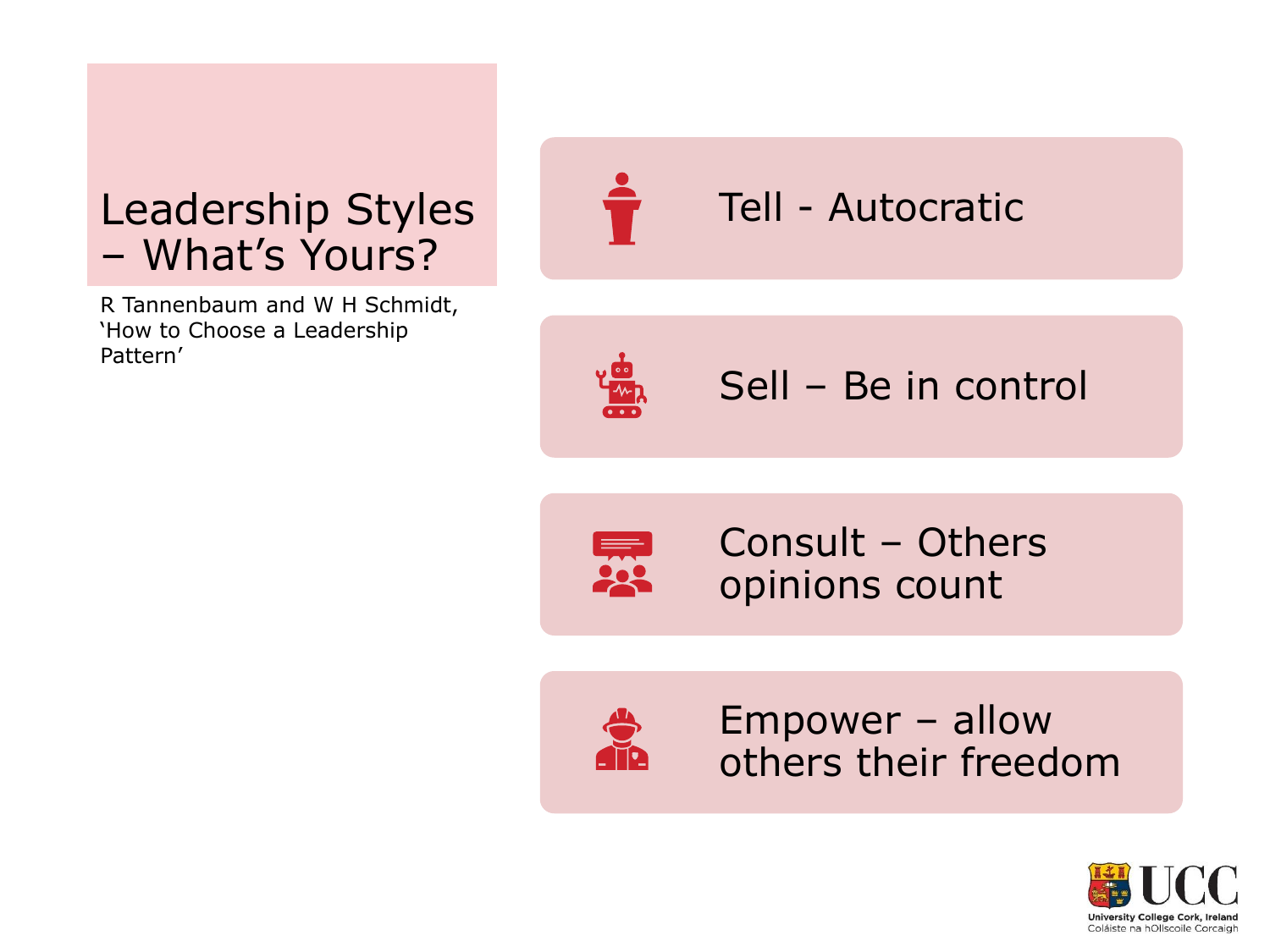# Leadership Styles – What's Yours?

R Tannenbaum and W H Schmidt, 'How to Choose a Leadership Pattern'

- Tell - Autocratic
- Sell – Be in control
- Consult – Others opinions count
- Empower – allow others their freedom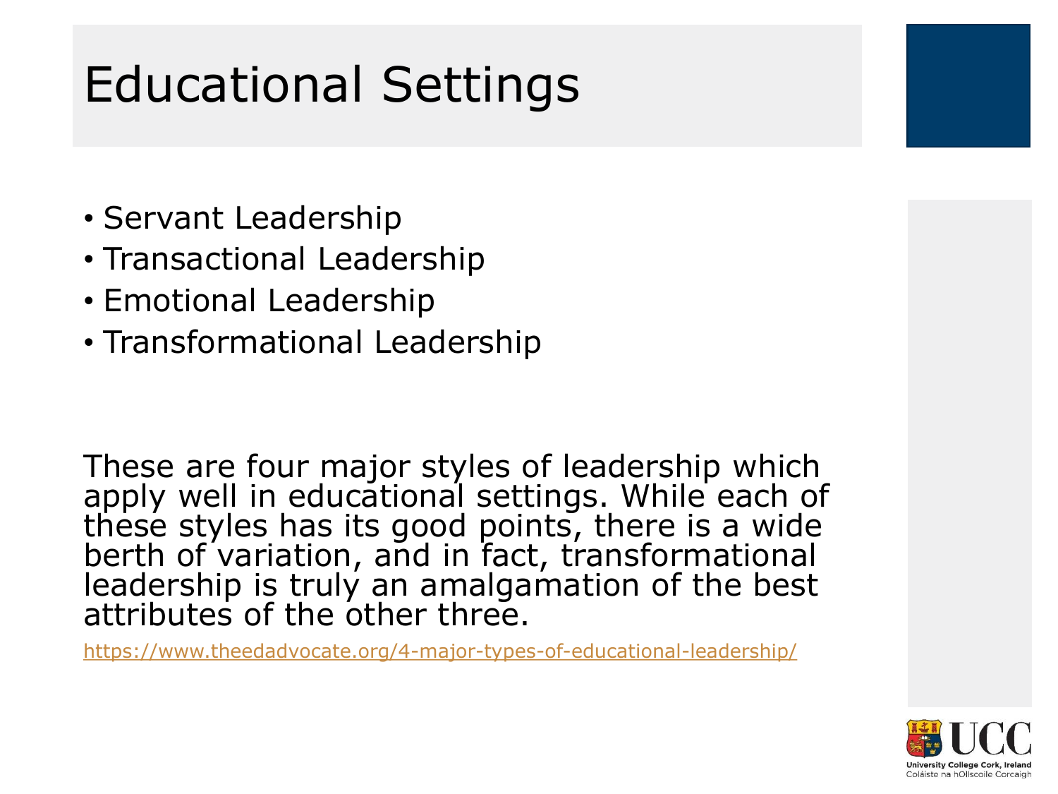# Educational Settings

- Servant Leadership
- Transactional Leadership
- Emotional Leadership
- Transformational Leadership

These are four major styles of leadership which apply well in educational settings. While each of these styles has its good points, there is a wide berth of variation, and in fact, transformational leadership is truly an amalgamation of the best attributes of the other three.

https://www.theedadvocate.org/4-major-types-of-educational-leadership/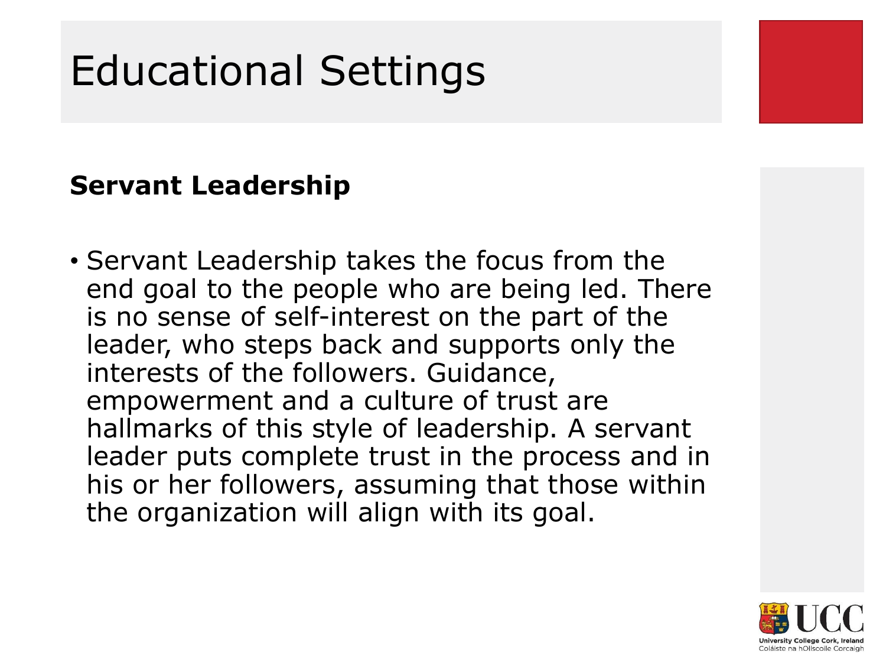# Educational Settings

**Servant Leadership**

- Servant Leadership takes the focus from the end goal to the people who are being led. There is no sense of self-interest on the part of the leader, who steps back and supports only the interests of the followers. Guidance, empowerment and a culture of trust are hallmarks of this style of leadership. A servant leader puts complete trust in the process and in his or her followers, assuming that those within the organization will align with its goal.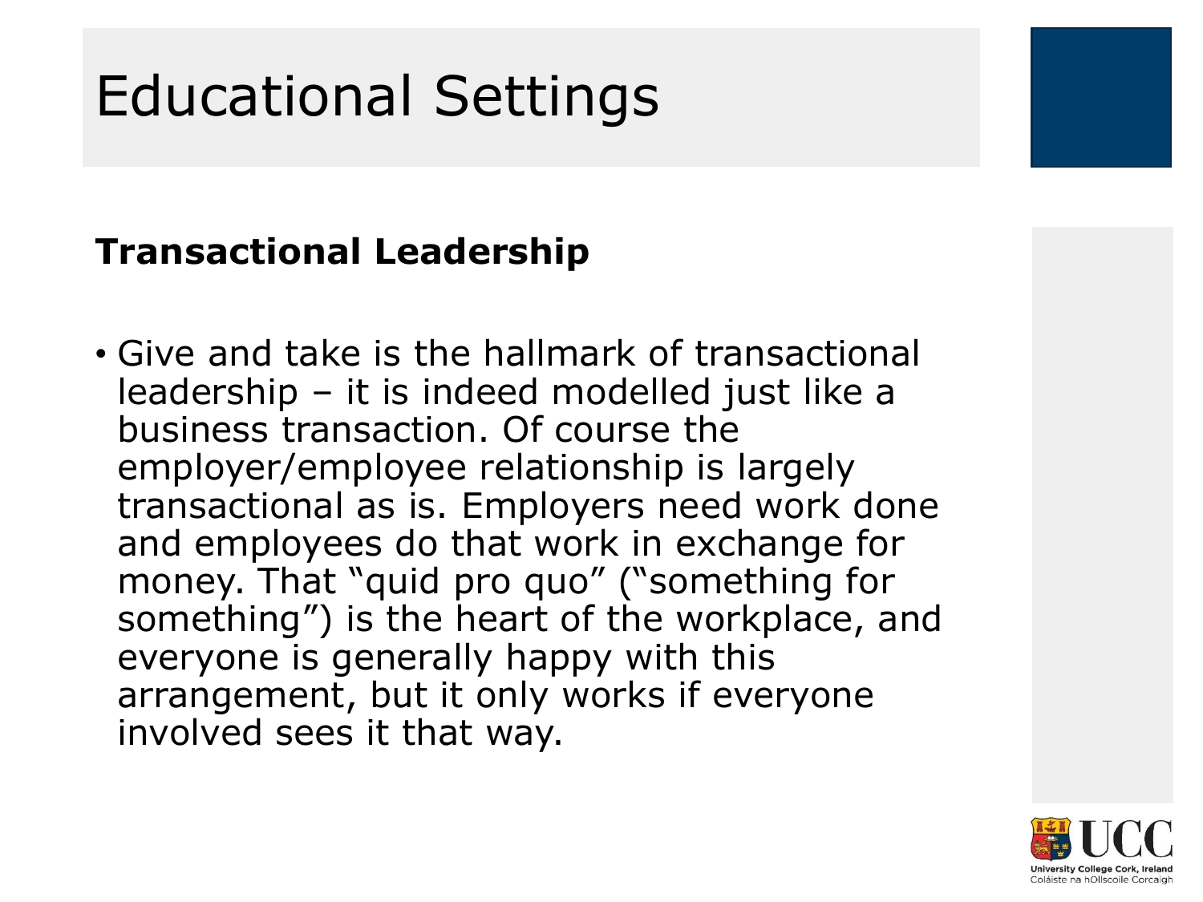# Educational Settings

**Transactional Leadership**

- Give and take is the hallmark of transactional leadership – it is indeed modelled just like a business transaction. Of course the employer/employee relationship is largely transactional as is. Employers need work done and employees do that work in exchange for money. That “quid pro quo” (“something for something”) is the heart of the workplace, and everyone is generally happy with this arrangement, but it only works if everyone involved sees it that way.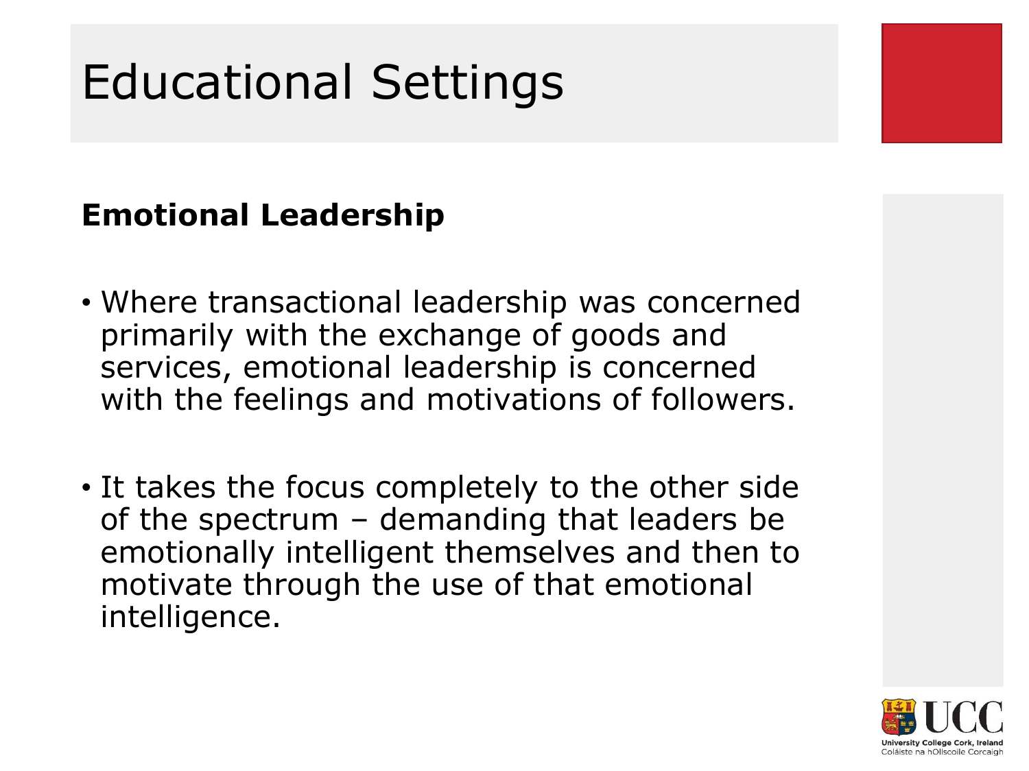# Educational Settings

**Emotional Leadership**

- Where transactional leadership was concerned primarily with the exchange of goods and services, emotional leadership is concerned with the feelings and motivations of followers.
- It takes the focus completely to the other side of the spectrum – demanding that leaders be emotionally intelligent themselves and then to motivate through the use of that emotional intelligence.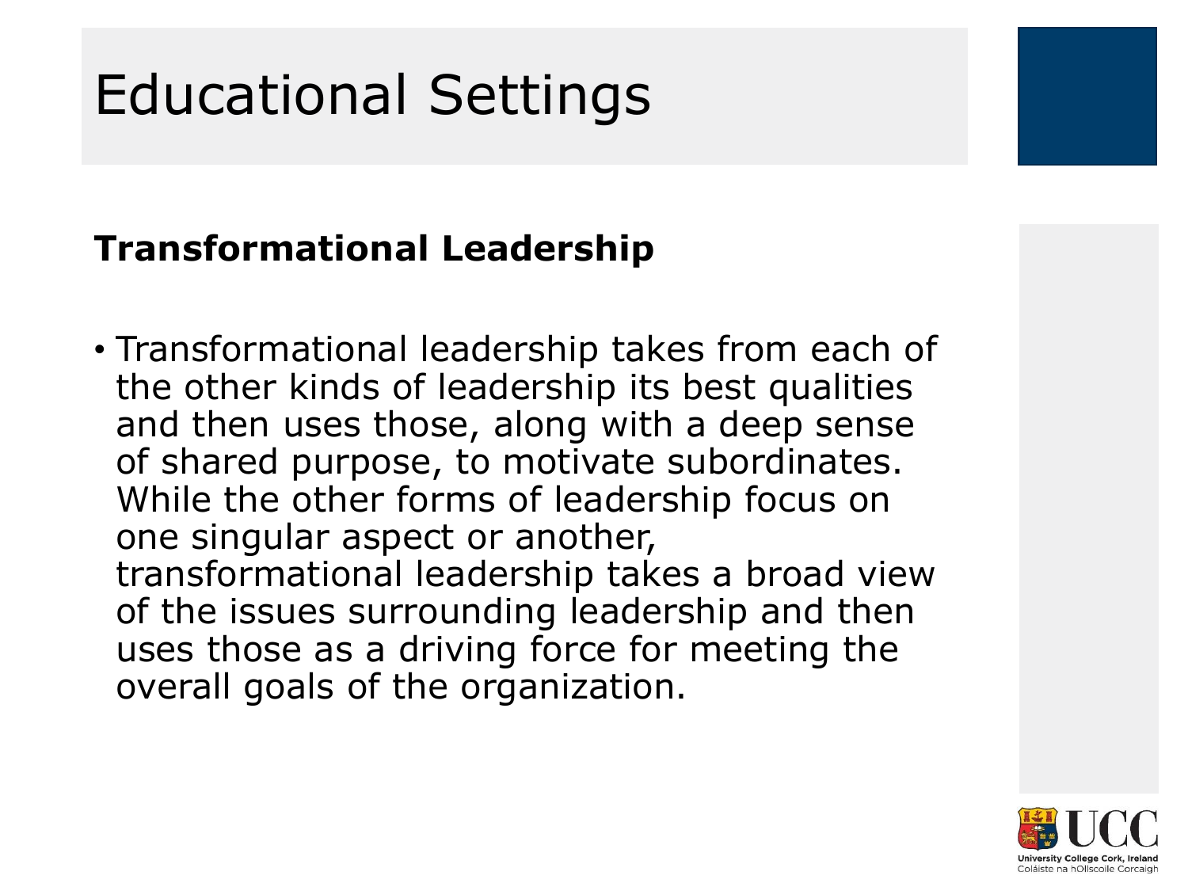# Educational Settings

**Transformational Leadership**

- Transformational leadership takes from each of the other kinds of leadership its best qualities and then uses those, along with a deep sense of shared purpose, to motivate subordinates. While the other forms of leadership focus on one singular aspect or another, transformational leadership takes a broad view of the issues surrounding leadership and then uses those as a driving force for meeting the overall goals of the organization.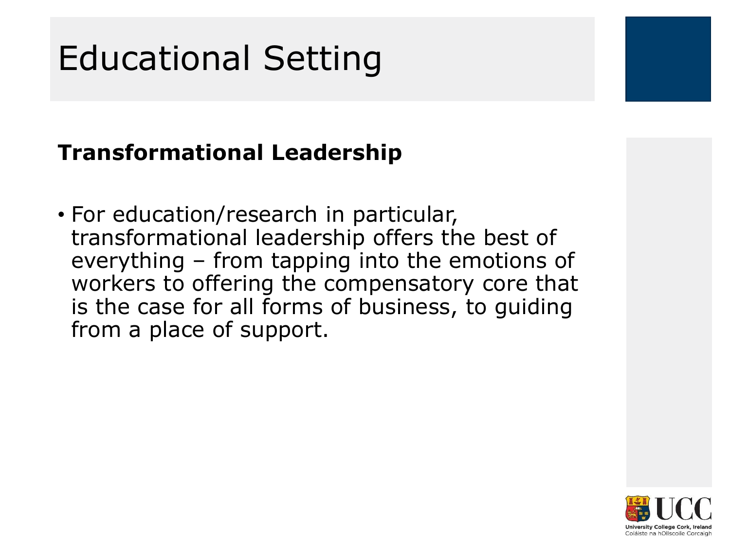# Educational Setting

**Transformational Leadership**

- For education/research in particular, transformational leadership offers the best of everything – from tapping into the emotions of workers to offering the compensatory core that is the case for all forms of business, to guiding from a place of support.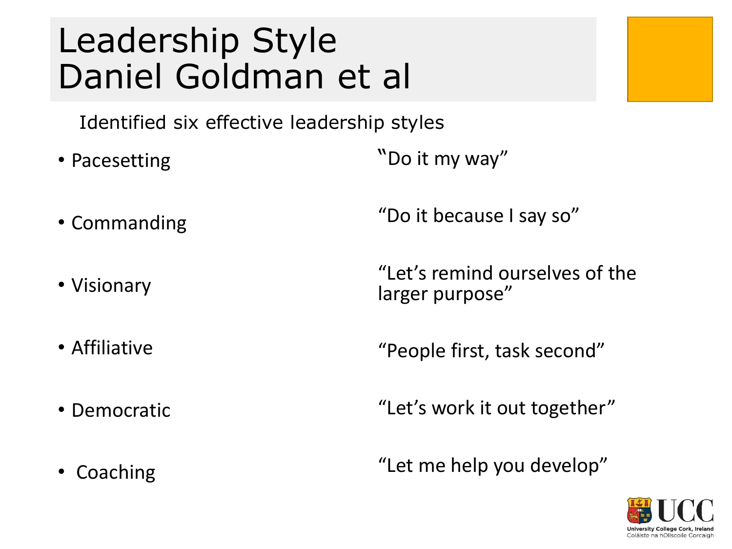# Leadership Style
# Daniel Goldman et al

Identified six effective leadership styles

| Style | Motto |
|---|---|
| Pacesetting | "Do it my way" |
| Commanding | "Do it because I say so" |
| Visionary | "Let's remind ourselves of the larger purpose" |
| Affiliative | "People first, task second" |
| Democratic | "Let's work it out together" |
| Coaching | "Let me help you develop" |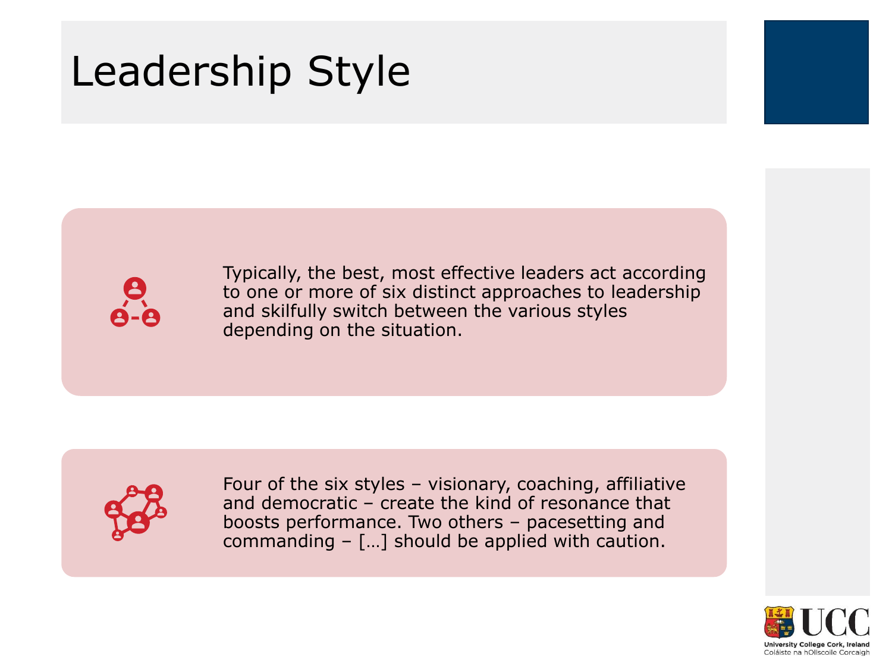# Leadership Style

Typically, the best, most effective leaders act according to one or more of six distinct approaches to leadership and skilfully switch between the various styles depending on the situation.

Four of the six styles – visionary, coaching, affiliative and democratic – create the kind of resonance that boosts performance. Two others – pacesetting and commanding – […] should be applied with caution.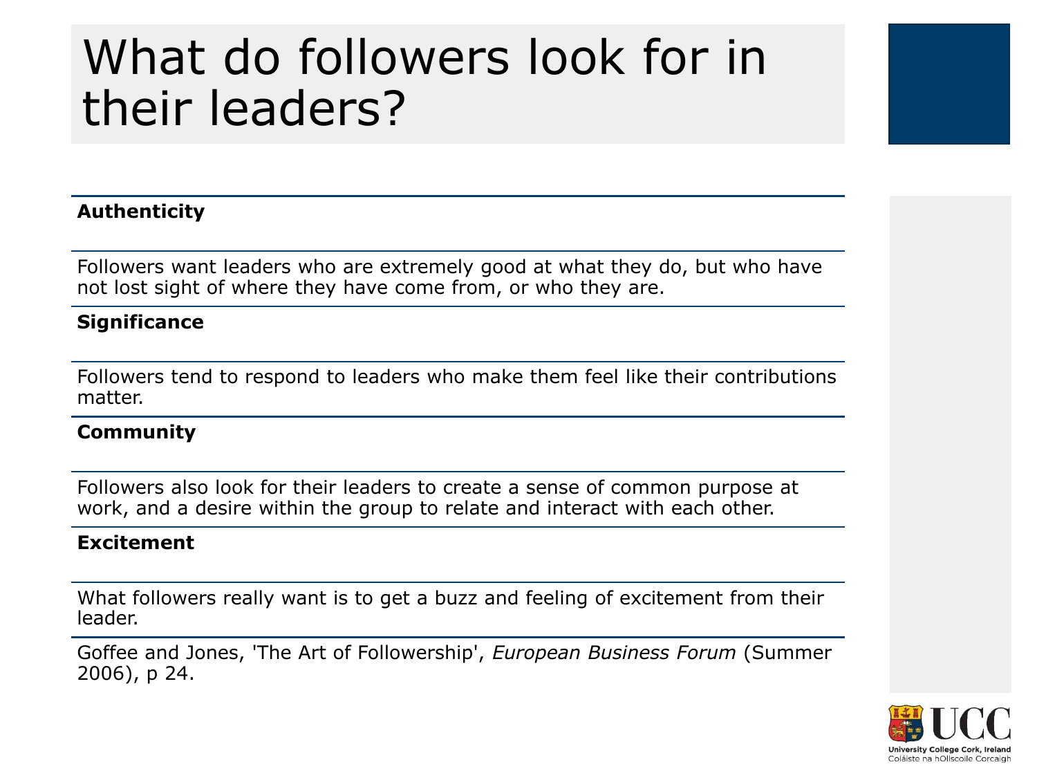# What do followers look for in their leaders?

| **Authenticity** |
| --- |
| Followers want leaders who are extremely good at what they do, but who have not lost sight of where they have come from, or who they are. |
| **Significance** |
| Followers tend to respond to leaders who make them feel like their contributions matter. |
| **Community** |
| Followers also look for their leaders to create a sense of common purpose at work, and a desire within the group to relate and interact with each other. |
| **Excitement** |
| What followers really want is to get a buzz and feeling of excitement from their leader. |

Goffee and Jones, 'The Art of Followership', *European Business Forum* (Summer 2006), p 24.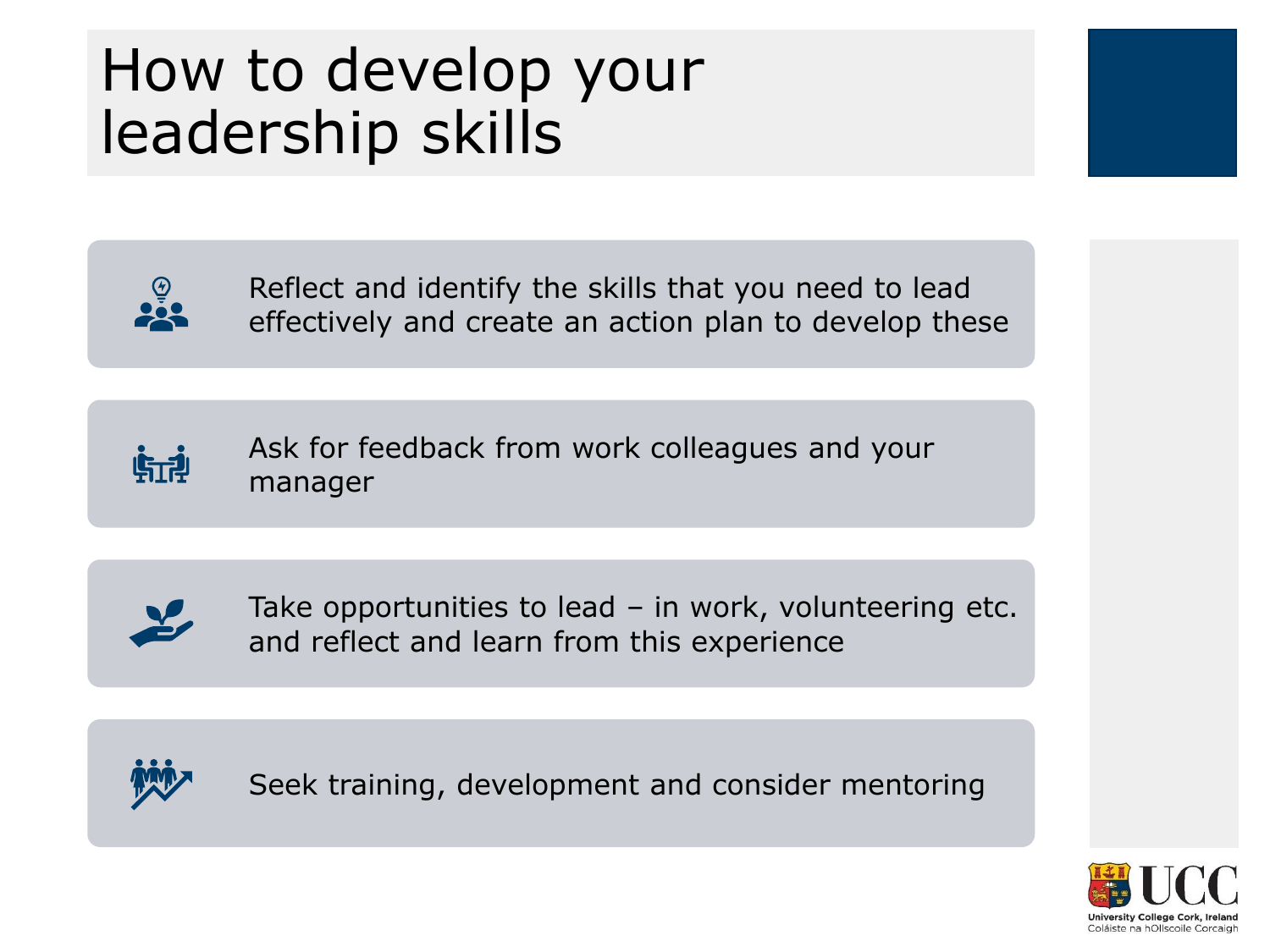# How to develop your leadership skills

- Reflect and identify the skills that you need to lead effectively and create an action plan to develop these
- Ask for feedback from work colleagues and your manager
- Take opportunities to lead – in work, volunteering etc. and reflect and learn from this experience
- Seek training, development and consider mentoring

UCC
University College Cork, Ireland
Coláiste na hOllscoile Corcaigh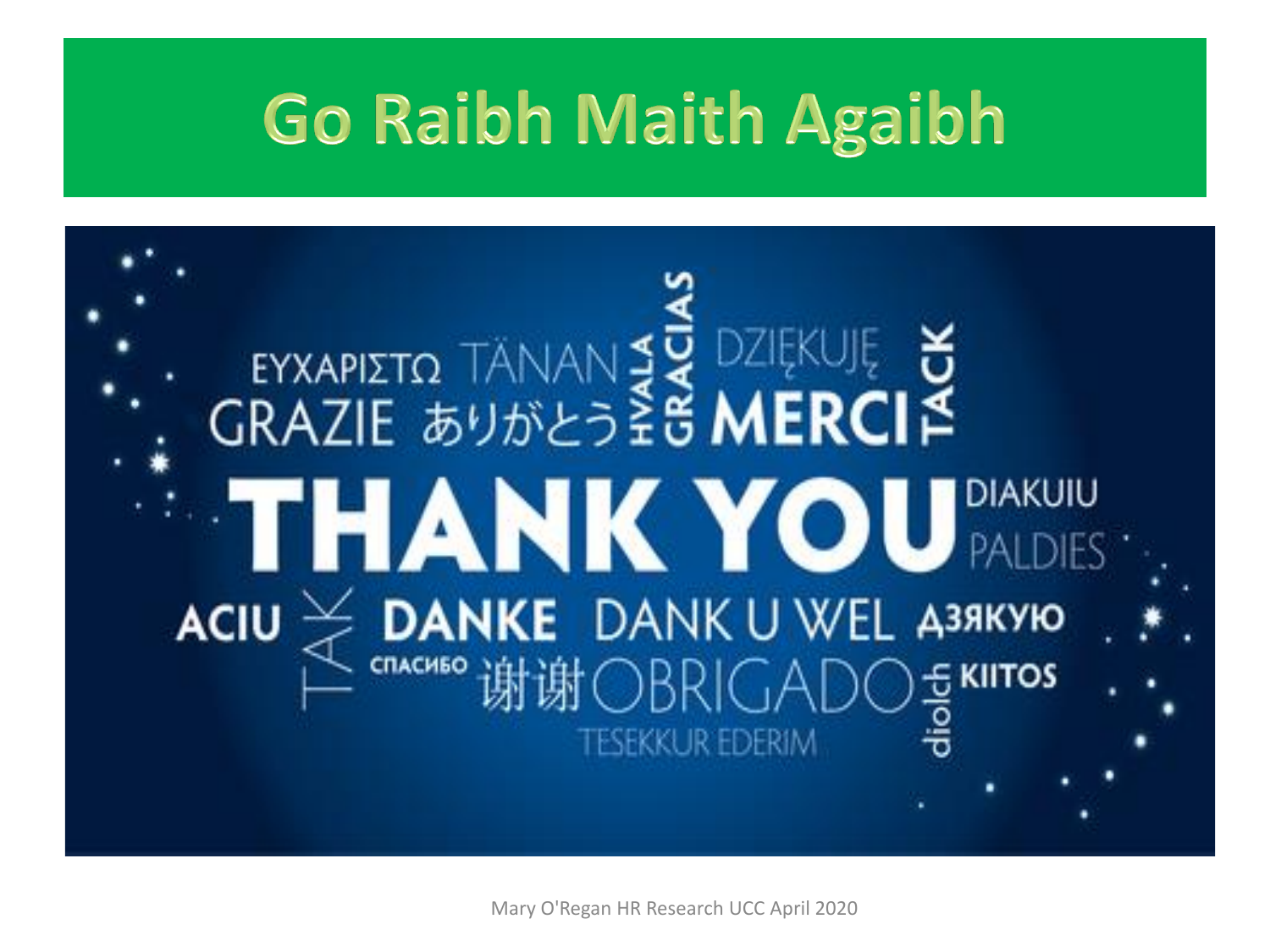# Go Raibh Maith Agaibh

ΕΥΧΑΡΙΣΤΩ TÄNAN HVALA GRACIAS DZIĘKUJĘ TACK

GRAZIE ありがとう MERCI

THANK YOU DIAKUIU PALDIES

ACIU TAK DANKE DANK U WEL ДЗЯКУЮ

СПАСИБО 谢谢 OBRIGADO diolch KIITOS

TESEKKUR EDERIM